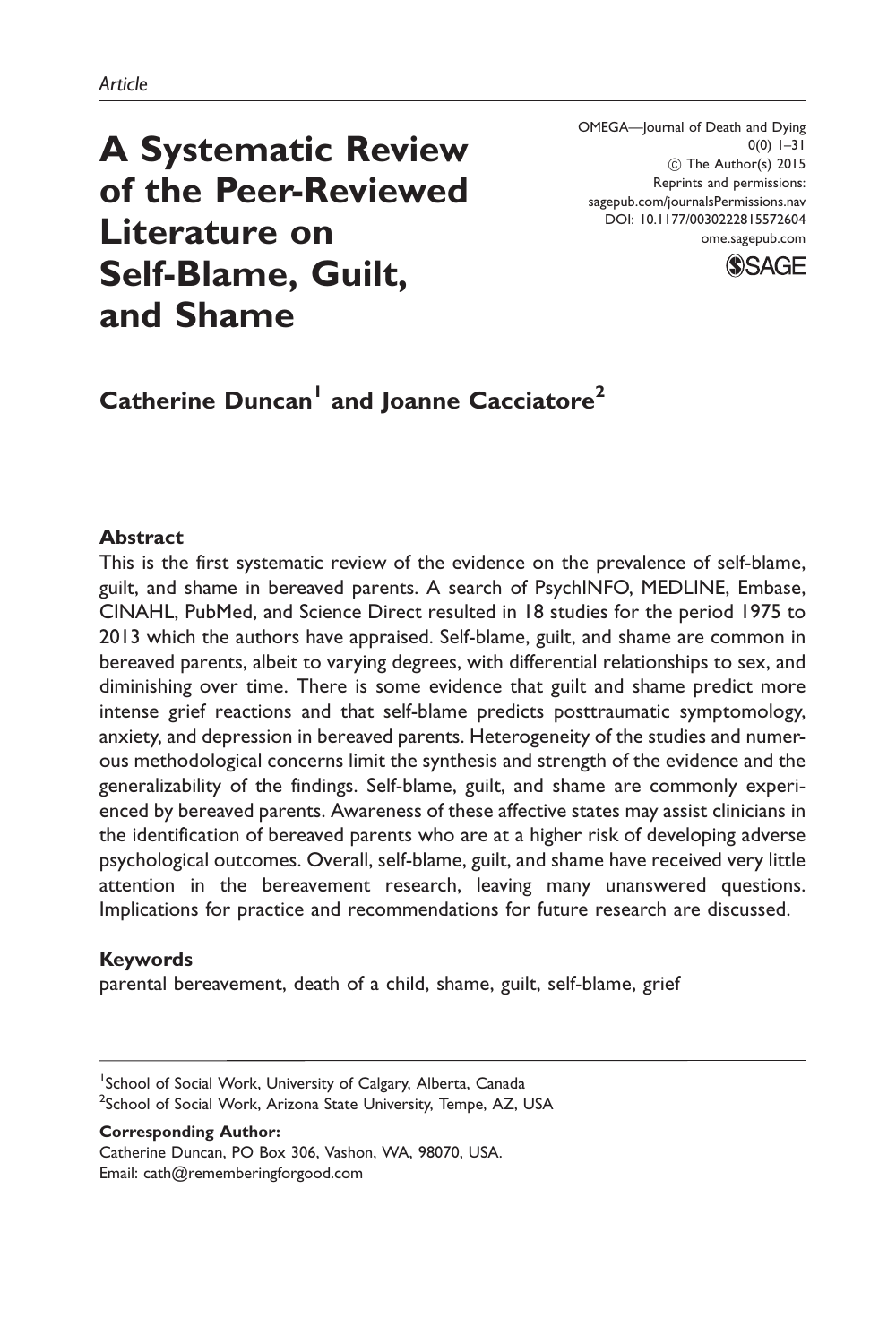*Article*

# A Systematic Review of the Peer-Reviewed Literature on Self-Blame, Guilt, and Shame

OMEGA—Journal of Death and Dying
0(0) 1–31
© The Author(s) 2015
Reprints and permissions:
sagepub.com/journalsPermissions.nav
DOI: 10.1177/0030222815572604
ome.sagepub.com

**Catherine Duncan[1] and Joanne Cacciatore[2]**

## Abstract

This is the first systematic review of the evidence on the prevalence of self-blame, guilt, and shame in bereaved parents. A search of PsychINFO, MEDLINE, Embase, CINAHL, PubMed, and Science Direct resulted in 18 studies for the period 1975 to 2013 which the authors have appraised. Self-blame, guilt, and shame are common in bereaved parents, albeit to varying degrees, with differential relationships to sex, and diminishing over time. There is some evidence that guilt and shame predict more intense grief reactions and that self-blame predicts posttraumatic symptomology, anxiety, and depression in bereaved parents. Heterogeneity of the studies and numerous methodological concerns limit the synthesis and strength of the evidence and the generalizability of the findings. Self-blame, guilt, and shame are commonly experienced by bereaved parents. Awareness of these affective states may assist clinicians in the identification of bereaved parents who are at a higher risk of developing adverse psychological outcomes. Overall, self-blame, guilt, and shame have received very little attention in the bereavement research, leaving many unanswered questions. Implications for practice and recommendations for future research are discussed.

## Keywords

parental bereavement, death of a child, shame, guilt, self-blame, grief

---

[1]School of Social Work, University of Calgary, Alberta, Canada
[2]School of Social Work, Arizona State University, Tempe, AZ, USA

**Corresponding Author:**
Catherine Duncan, PO Box 306, Vashon, WA, 98070, USA.
Email: cath@rememberingforgood.com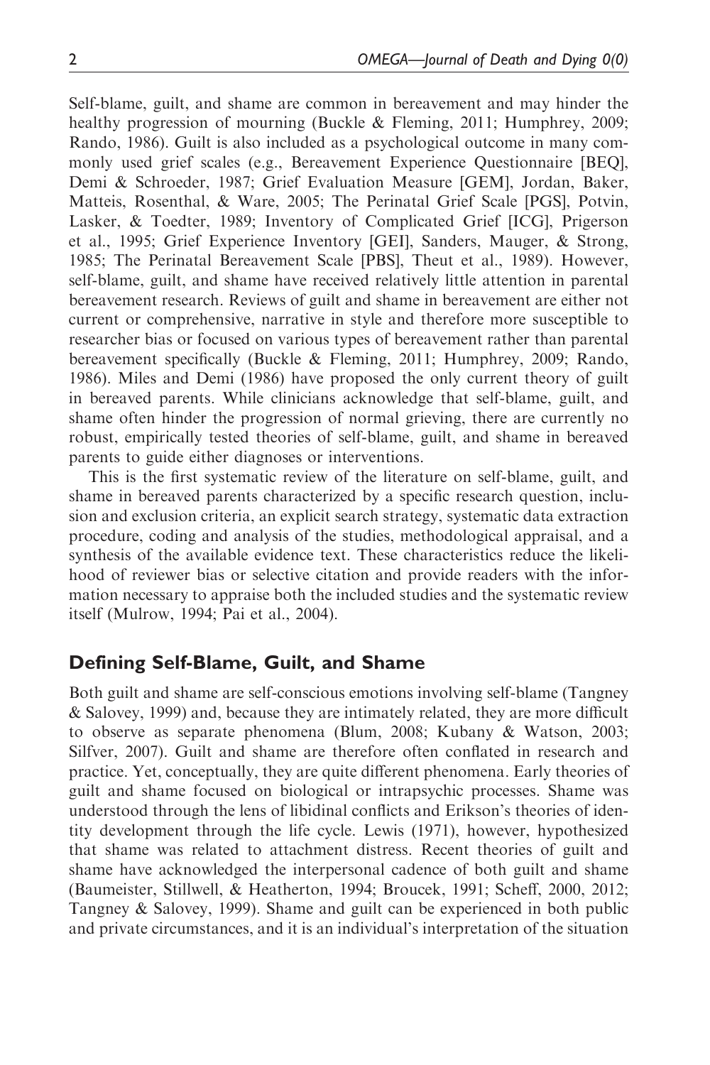Self-blame, guilt, and shame are common in bereavement and may hinder the healthy progression of mourning (Buckle & Fleming, 2011; Humphrey, 2009; Rando, 1986). Guilt is also included as a psychological outcome in many commonly used grief scales (e.g., Bereavement Experience Questionnaire [BEQ], Demi & Schroeder, 1987; Grief Evaluation Measure [GEM], Jordan, Baker, Matteis, Rosenthal, & Ware, 2005; The Perinatal Grief Scale [PGS], Potvin, Lasker, & Toedter, 1989; Inventory of Complicated Grief [ICG], Prigerson et al., 1995; Grief Experience Inventory [GEI], Sanders, Mauger, & Strong, 1985; The Perinatal Bereavement Scale [PBS], Theut et al., 1989). However, self-blame, guilt, and shame have received relatively little attention in parental bereavement research. Reviews of guilt and shame in bereavement are either not current or comprehensive, narrative in style and therefore more susceptible to researcher bias or focused on various types of bereavement rather than parental bereavement specifically (Buckle & Fleming, 2011; Humphrey, 2009; Rando, 1986). Miles and Demi (1986) have proposed the only current theory of guilt in bereaved parents. While clinicians acknowledge that self-blame, guilt, and shame often hinder the progression of normal grieving, there are currently no robust, empirically tested theories of self-blame, guilt, and shame in bereaved parents to guide either diagnoses or interventions.

This is the first systematic review of the literature on self-blame, guilt, and shame in bereaved parents characterized by a specific research question, inclusion and exclusion criteria, an explicit search strategy, systematic data extraction procedure, coding and analysis of the studies, methodological appraisal, and a synthesis of the available evidence text. These characteristics reduce the likelihood of reviewer bias or selective citation and provide readers with the information necessary to appraise both the included studies and the systematic review itself (Mulrow, 1994; Pai et al., 2004).

## Defining Self-Blame, Guilt, and Shame

Both guilt and shame are self-conscious emotions involving self-blame (Tangney & Salovey, 1999) and, because they are intimately related, they are more difficult to observe as separate phenomena (Blum, 2008; Kubany & Watson, 2003; Silfver, 2007). Guilt and shame are therefore often conflated in research and practice. Yet, conceptually, they are quite different phenomena. Early theories of guilt and shame focused on biological or intrapsychic processes. Shame was understood through the lens of libidinal conflicts and Erikson's theories of identity development through the life cycle. Lewis (1971), however, hypothesized that shame was related to attachment distress. Recent theories of guilt and shame have acknowledged the interpersonal cadence of both guilt and shame (Baumeister, Stillwell, & Heatherton, 1994; Broucek, 1991; Scheff, 2000, 2012; Tangney & Salovey, 1999). Shame and guilt can be experienced in both public and private circumstances, and it is an individual's interpretation of the situation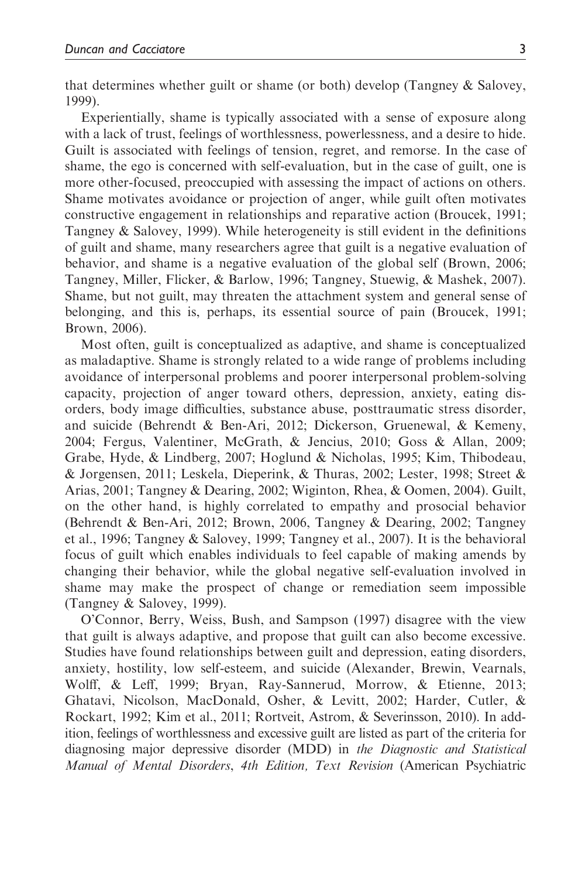that determines whether guilt or shame (or both) develop (Tangney & Salovey, 1999).

Experientially, shame is typically associated with a sense of exposure along with a lack of trust, feelings of worthlessness, powerlessness, and a desire to hide. Guilt is associated with feelings of tension, regret, and remorse. In the case of shame, the ego is concerned with self-evaluation, but in the case of guilt, one is more other-focused, preoccupied with assessing the impact of actions on others. Shame motivates avoidance or projection of anger, while guilt often motivates constructive engagement in relationships and reparative action (Broucek, 1991; Tangney & Salovey, 1999). While heterogeneity is still evident in the definitions of guilt and shame, many researchers agree that guilt is a negative evaluation of behavior, and shame is a negative evaluation of the global self (Brown, 2006; Tangney, Miller, Flicker, & Barlow, 1996; Tangney, Stuewig, & Mashek, 2007). Shame, but not guilt, may threaten the attachment system and general sense of belonging, and this is, perhaps, its essential source of pain (Broucek, 1991; Brown, 2006).

Most often, guilt is conceptualized as adaptive, and shame is conceptualized as maladaptive. Shame is strongly related to a wide range of problems including avoidance of interpersonal problems and poorer interpersonal problem-solving capacity, projection of anger toward others, depression, anxiety, eating disorders, body image difficulties, substance abuse, posttraumatic stress disorder, and suicide (Behrendt & Ben-Ari, 2012; Dickerson, Gruenewal, & Kemeny, 2004; Fergus, Valentiner, McGrath, & Jencius, 2010; Goss & Allan, 2009; Grabe, Hyde, & Lindberg, 2007; Hoglund & Nicholas, 1995; Kim, Thibodeau, & Jorgensen, 2011; Leskela, Dieperink, & Thuras, 2002; Lester, 1998; Street & Arias, 2001; Tangney & Dearing, 2002; Wiginton, Rhea, & Oomen, 2004). Guilt, on the other hand, is highly correlated to empathy and prosocial behavior (Behrendt & Ben-Ari, 2012; Brown, 2006, Tangney & Dearing, 2002; Tangney et al., 1996; Tangney & Salovey, 1999; Tangney et al., 2007). It is the behavioral focus of guilt which enables individuals to feel capable of making amends by changing their behavior, while the global negative self-evaluation involved in shame may make the prospect of change or remediation seem impossible (Tangney & Salovey, 1999).

O'Connor, Berry, Weiss, Bush, and Sampson (1997) disagree with the view that guilt is always adaptive, and propose that guilt can also become excessive. Studies have found relationships between guilt and depression, eating disorders, anxiety, hostility, low self-esteem, and suicide (Alexander, Brewin, Vearnals, Wolff, & Leff, 1999; Bryan, Ray-Sannerud, Morrow, & Etienne, 2013; Ghatavi, Nicolson, MacDonald, Osher, & Levitt, 2002; Harder, Cutler, & Rockart, 1992; Kim et al., 2011; Rortveit, Astrom, & Severinsson, 2010). In addition, feelings of worthlessness and excessive guilt are listed as part of the criteria for diagnosing major depressive disorder (MDD) in *the Diagnostic and Statistical Manual of Mental Disorders, 4th Edition, Text Revision* (American Psychiatric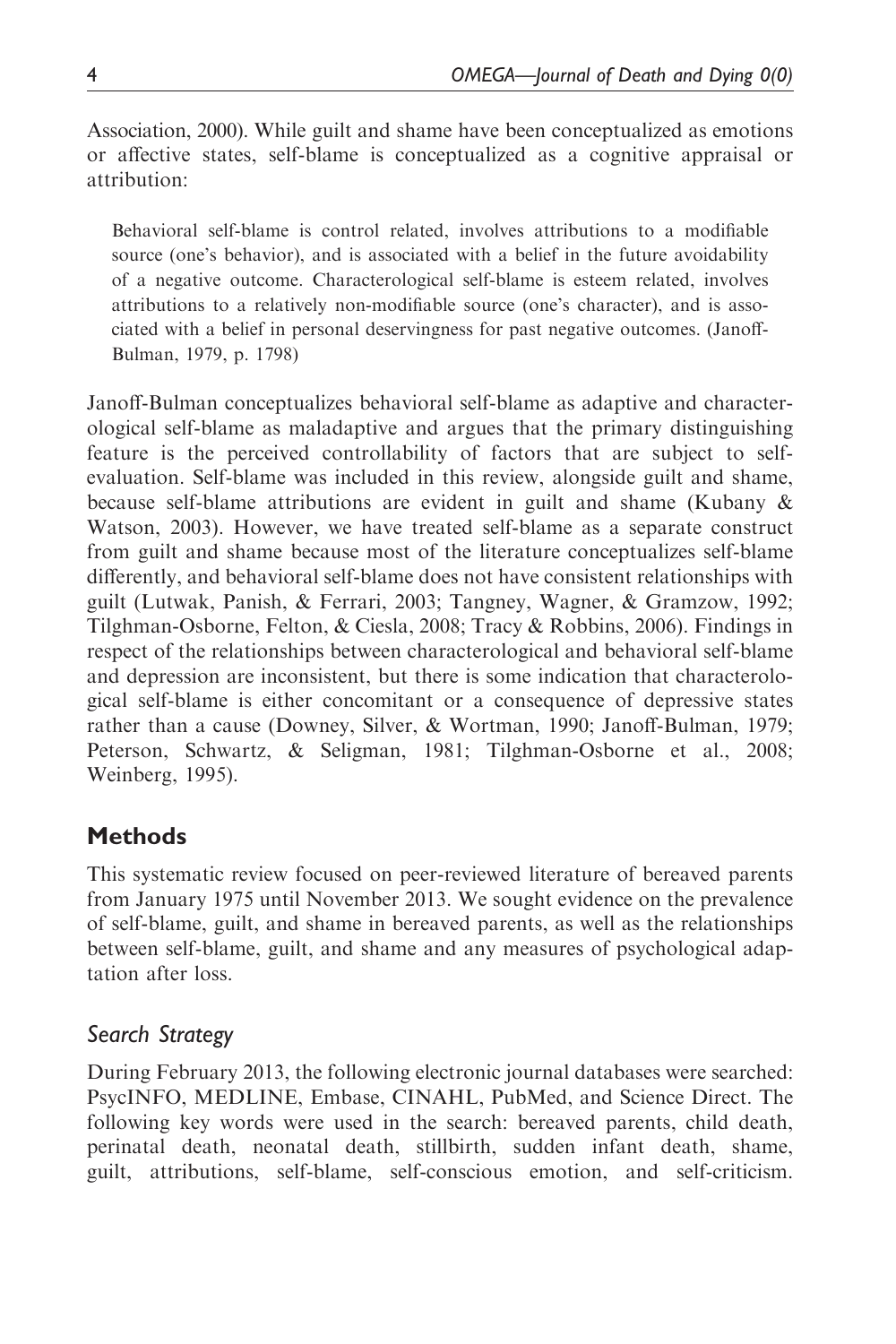Association, 2000). While guilt and shame have been conceptualized as emotions or affective states, self-blame is conceptualized as a cognitive appraisal or attribution:

> Behavioral self-blame is control related, involves attributions to a modifiable source (one's behavior), and is associated with a belief in the future avoidability of a negative outcome. Characterological self-blame is esteem related, involves attributions to a relatively non-modifiable source (one's character), and is associated with a belief in personal deservingness for past negative outcomes. (Janoff-Bulman, 1979, p. 1798)

Janoff-Bulman conceptualizes behavioral self-blame as adaptive and characterological self-blame as maladaptive and argues that the primary distinguishing feature is the perceived controllability of factors that are subject to self-evaluation. Self-blame was included in this review, alongside guilt and shame, because self-blame attributions are evident in guilt and shame (Kubany & Watson, 2003). However, we have treated self-blame as a separate construct from guilt and shame because most of the literature conceptualizes self-blame differently, and behavioral self-blame does not have consistent relationships with guilt (Lutwak, Panish, & Ferrari, 2003; Tangney, Wagner, & Gramzow, 1992; Tilghman-Osborne, Felton, & Ciesla, 2008; Tracy & Robbins, 2006). Findings in respect of the relationships between characterological and behavioral self-blame and depression are inconsistent, but there is some indication that characterological self-blame is either concomitant or a consequence of depressive states rather than a cause (Downey, Silver, & Wortman, 1990; Janoff-Bulman, 1979; Peterson, Schwartz, & Seligman, 1981; Tilghman-Osborne et al., 2008; Weinberg, 1995).

## Methods

This systematic review focused on peer-reviewed literature of bereaved parents from January 1975 until November 2013. We sought evidence on the prevalence of self-blame, guilt, and shame in bereaved parents, as well as the relationships between self-blame, guilt, and shame and any measures of psychological adaptation after loss.

### *Search Strategy*

During February 2013, the following electronic journal databases were searched: PsycINFO, MEDLINE, Embase, CINAHL, PubMed, and Science Direct. The following key words were used in the search: bereaved parents, child death, perinatal death, neonatal death, stillbirth, sudden infant death, shame, guilt, attributions, self-blame, self-conscious emotion, and self-criticism.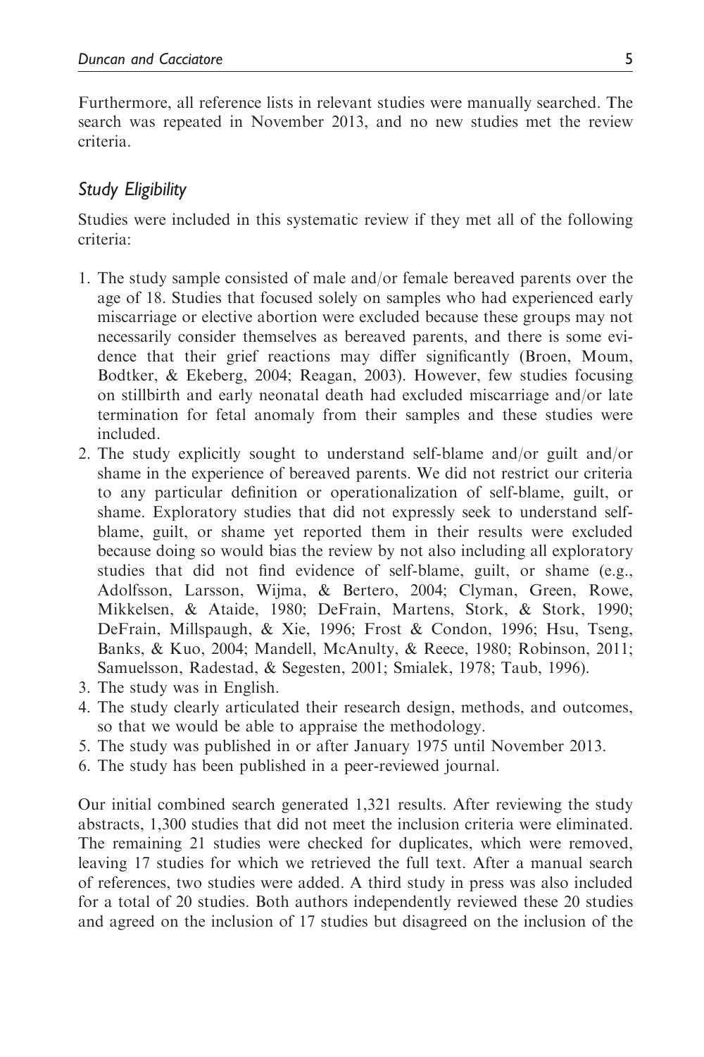Furthermore, all reference lists in relevant studies were manually searched. The search was repeated in November 2013, and no new studies met the review criteria.

### *Study Eligibility*

Studies were included in this systematic review if they met all of the following criteria:

1. The study sample consisted of male and/or female bereaved parents over the age of 18. Studies that focused solely on samples who had experienced early miscarriage or elective abortion were excluded because these groups may not necessarily consider themselves as bereaved parents, and there is some evidence that their grief reactions may differ significantly (Broen, Moum, Bodtker, & Ekeberg, 2004; Reagan, 2003). However, few studies focusing on stillbirth and early neonatal death had excluded miscarriage and/or late termination for fetal anomaly from their samples and these studies were included.
2. The study explicitly sought to understand self-blame and/or guilt and/or shame in the experience of bereaved parents. We did not restrict our criteria to any particular definition or operationalization of self-blame, guilt, or shame. Exploratory studies that did not expressly seek to understand self-blame, guilt, or shame yet reported them in their results were excluded because doing so would bias the review by not also including all exploratory studies that did not find evidence of self-blame, guilt, or shame (e.g., Adolfsson, Larsson, Wijma, & Bertero, 2004; Clyman, Green, Rowe, Mikkelsen, & Ataide, 1980; DeFrain, Martens, Stork, & Stork, 1990; DeFrain, Millspaugh, & Xie, 1996; Frost & Condon, 1996; Hsu, Tseng, Banks, & Kuo, 2004; Mandell, McAnulty, & Reece, 1980; Robinson, 2011; Samuelsson, Radestad, & Segesten, 2001; Smialek, 1978; Taub, 1996).
3. The study was in English.
4. The study clearly articulated their research design, methods, and outcomes, so that we would be able to appraise the methodology.
5. The study was published in or after January 1975 until November 2013.
6. The study has been published in a peer-reviewed journal.

Our initial combined search generated 1,321 results. After reviewing the study abstracts, 1,300 studies that did not meet the inclusion criteria were eliminated. The remaining 21 studies were checked for duplicates, which were removed, leaving 17 studies for which we retrieved the full text. After a manual search of references, two studies were added. A third study in press was also included for a total of 20 studies. Both authors independently reviewed these 20 studies and agreed on the inclusion of 17 studies but disagreed on the inclusion of the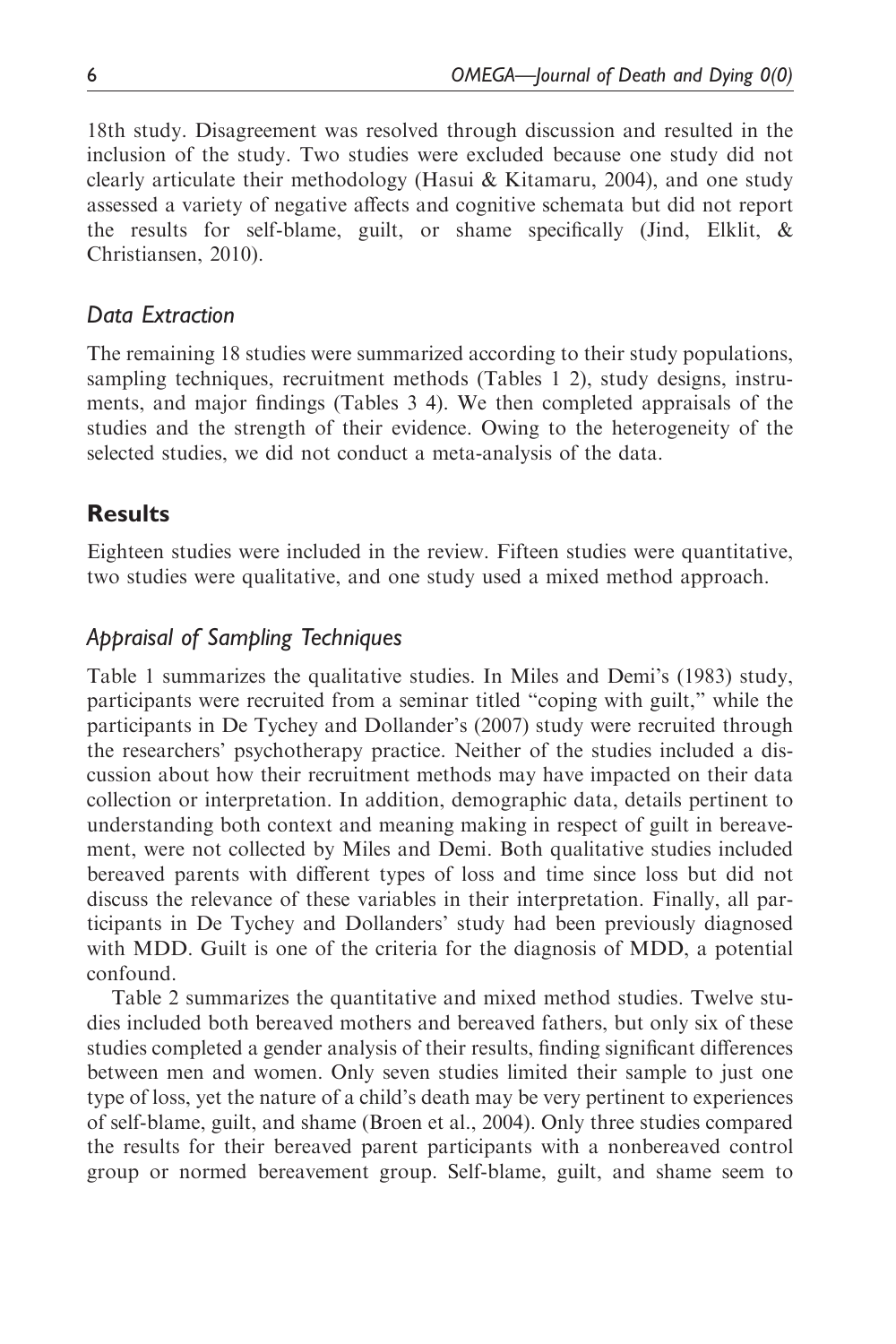18th study. Disagreement was resolved through discussion and resulted in the inclusion of the study. Two studies were excluded because one study did not clearly articulate their methodology (Hasui & Kitamaru, 2004), and one study assessed a variety of negative affects and cognitive schemata but did not report the results for self-blame, guilt, or shame specifically (Jind, Elklit, & Christiansen, 2010).

### *Data Extraction*

The remaining 18 studies were summarized according to their study populations, sampling techniques, recruitment methods (Tables 1 2), study designs, instruments, and major findings (Tables 3 4). We then completed appraisals of the studies and the strength of their evidence. Owing to the heterogeneity of the selected studies, we did not conduct a meta-analysis of the data.

## Results

Eighteen studies were included in the review. Fifteen studies were quantitative, two studies were qualitative, and one study used a mixed method approach.

### *Appraisal of Sampling Techniques*

Table 1 summarizes the qualitative studies. In Miles and Demi's (1983) study, participants were recruited from a seminar titled "coping with guilt," while the participants in De Tychey and Dollander's (2007) study were recruited through the researchers' psychotherapy practice. Neither of the studies included a discussion about how their recruitment methods may have impacted on their data collection or interpretation. In addition, demographic data, details pertinent to understanding both context and meaning making in respect of guilt in bereavement, were not collected by Miles and Demi. Both qualitative studies included bereaved parents with different types of loss and time since loss but did not discuss the relevance of these variables in their interpretation. Finally, all participants in De Tychey and Dollanders' study had been previously diagnosed with MDD. Guilt is one of the criteria for the diagnosis of MDD, a potential confound.

Table 2 summarizes the quantitative and mixed method studies. Twelve studies included both bereaved mothers and bereaved fathers, but only six of these studies completed a gender analysis of their results, finding significant differences between men and women. Only seven studies limited their sample to just one type of loss, yet the nature of a child's death may be very pertinent to experiences of self-blame, guilt, and shame (Broen et al., 2004). Only three studies compared the results for their bereaved parent participants with a nonbereaved control group or normed bereavement group. Self-blame, guilt, and shame seem to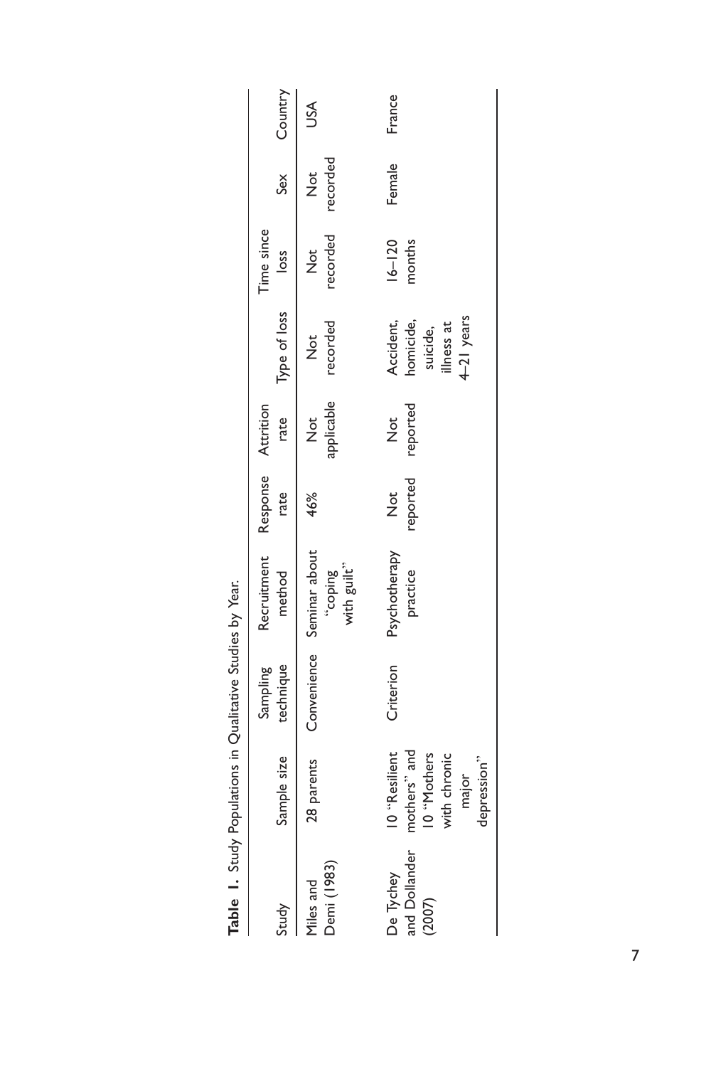**Table 1.** Study Populations in Qualitative Studies by Year.

| Study | Sample size | Sampling technique | Recruitment method | Response rate | Attrition rate | Type of loss | Time since loss | Sex | Country |
|---|---|---|---|---|---|---|---|---|---|
| Miles and Demi (1983) | 28 parents | Convenience | Seminar about "coping with guilt" | 46% | Not applicable | Not recorded | Not recorded | Not recorded | USA |
| De Tychey and Dollander (2007) | 10 "Resilient mothers" and 10 "Mothers with chronic major depression" | Criterion | Psychotherapy practice | Not reported | Not reported | Accident, homicide, suicide, illness at 4–21 years | 16–120 months | Female | France |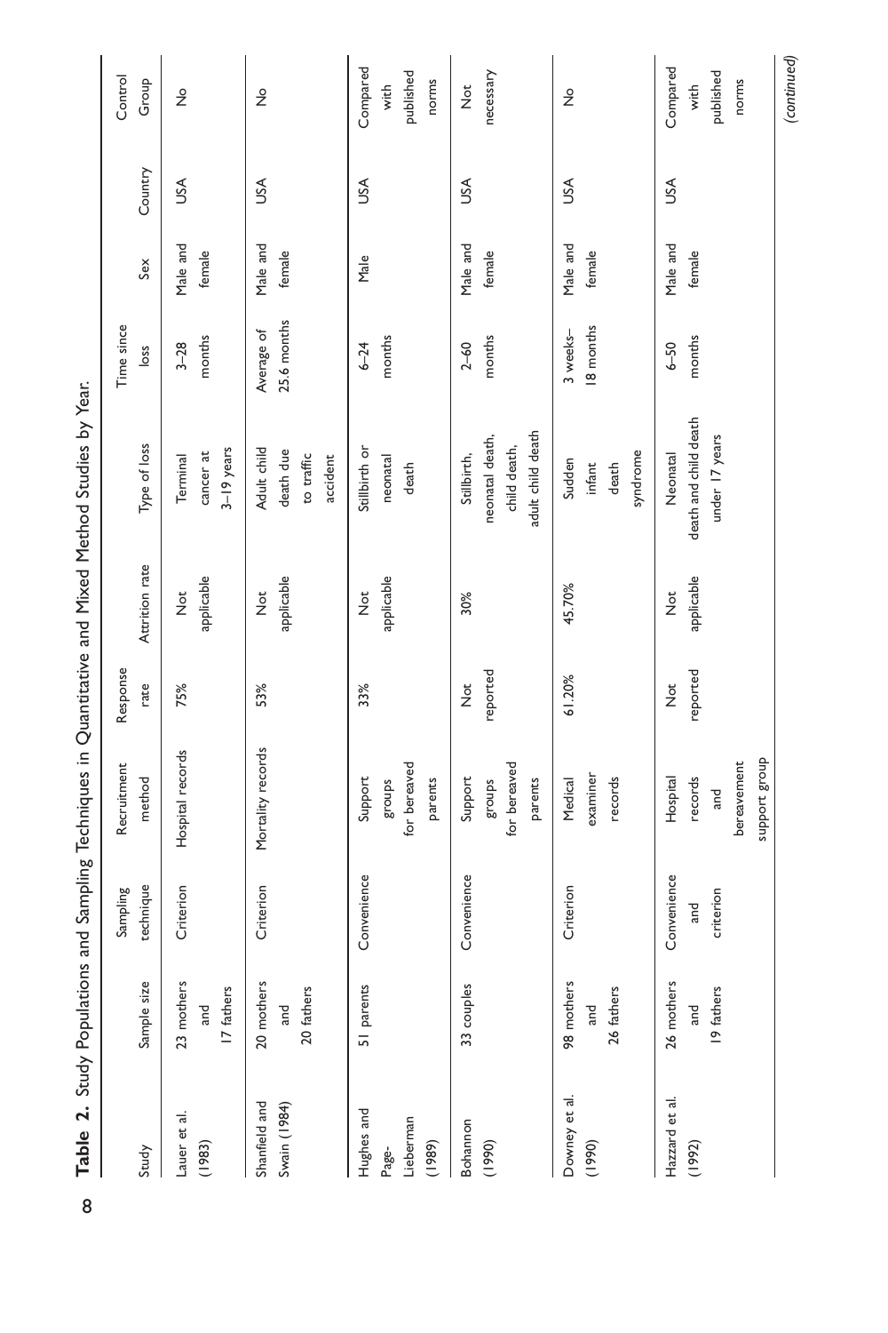**Table 2.** Study Populations and Sampling Techniques in Quantitative and Mixed Method Studies by Year.

| Study | Sample size | Sampling technique | Recruitment method | Response rate | Attrition rate | Type of loss | Time since loss | Sex | Country | Control Group |
|---|---|---|---|---|---|---|---|---|---|---|
| Lauer et al. (1983) | 23 mothers and 17 fathers | Criterion | Hospital records | 75% | Not applicable | Terminal cancer at 3–19 years | 3–28 months | Male and female | USA | No |
| Shanfield and Swain (1984) | 20 mothers and 20 fathers | Criterion | Mortality records | 53% | Not applicable | Adult child death due to traffic accident | Average of 25.6 months | Male and female | USA | No |
| Hughes and Page-Lieberman (1989) | 51 parents | Convenience | Support groups for bereaved parents | 33% | Not applicable | Stillbirth or neonatal death | 6–24 months | Male | USA | Compared with published norms |
| Bohannon (1990) | 33 couples | Convenience | Support groups for bereaved parents | Not reported | 30% | Stillbirth, neonatal death, child death, adult child death | 2–60 months | Male and female | USA | Not necessary |
| Downey et al. (1990) | 98 mothers and 26 fathers | Criterion | Medical examiner records | 61.20% | 45.70% | Sudden infant death syndrome | 3 weeks–18 months | Male and female | USA | No |
| Hazzard et al. (1992) | 26 mothers and 19 fathers | Convenience and criterion | Hospital records and bereavement support group | Not reported | Not applicable | Neonatal death and child death under 17 years | 6–50 months | Male and female | USA | Compared with published norms |

(continued)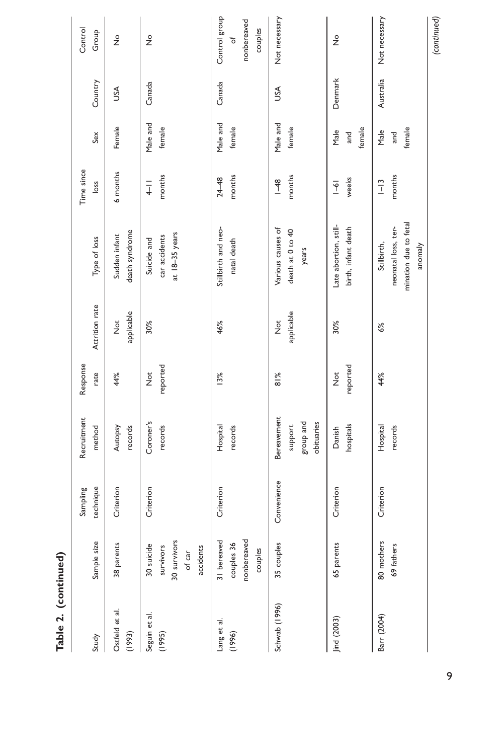**Table 2. (continued)**

| Study | Sample size | Sampling technique | Recruitment method | Response rate | Attrition rate | Type of loss | Time since loss | Sex | Country | Control Group |
|---|---|---|---|---|---|---|---|---|---|---|
| Ostfeld et al. (1993) | 38 parents | Criterion | Autopsy records | 44% | Not applicable | Sudden infant death syndrome | 6 months | Female | USA | No |
| Seguin et al. (1995) | 30 suicide survivors 30 survivors of car accidents | Criterion | Coroner's records | Not reported | 30% | Suicide and car accidents at 18–35 years | 4–11 months | Male and female | Canada | No |
| Lang et al. (1996) | 31 bereaved couples 36 nonbereaved couples | Criterion | Hospital records | 13% | 46% | Stillbirth and neonatal death | 24–48 months | Male and female | Canada | Control group of nonbereaved couples |
| Schwab (1996) | 35 couples | Convenience | Bereavement support group and obituaries | 81% | Not applicable | Various causes of death at 0 to 40 years | 1–48 months | Male and female | USA | Not necessary |
| Jind (2003) | 65 parents | Criterion | Danish hospitals | Not reported | 30% | Late abortion, stillbirth, infant death | 1–61 weeks | Male and female | Denmark | No |
| Barr (2004) | 80 mothers 69 fathers | Criterion | Hospital records | 44% | 6% | Stillbirth, neonatal loss, termination due to fetal anomaly | 1–13 months | Male and female | Australia | Not necessary |

*(continued)*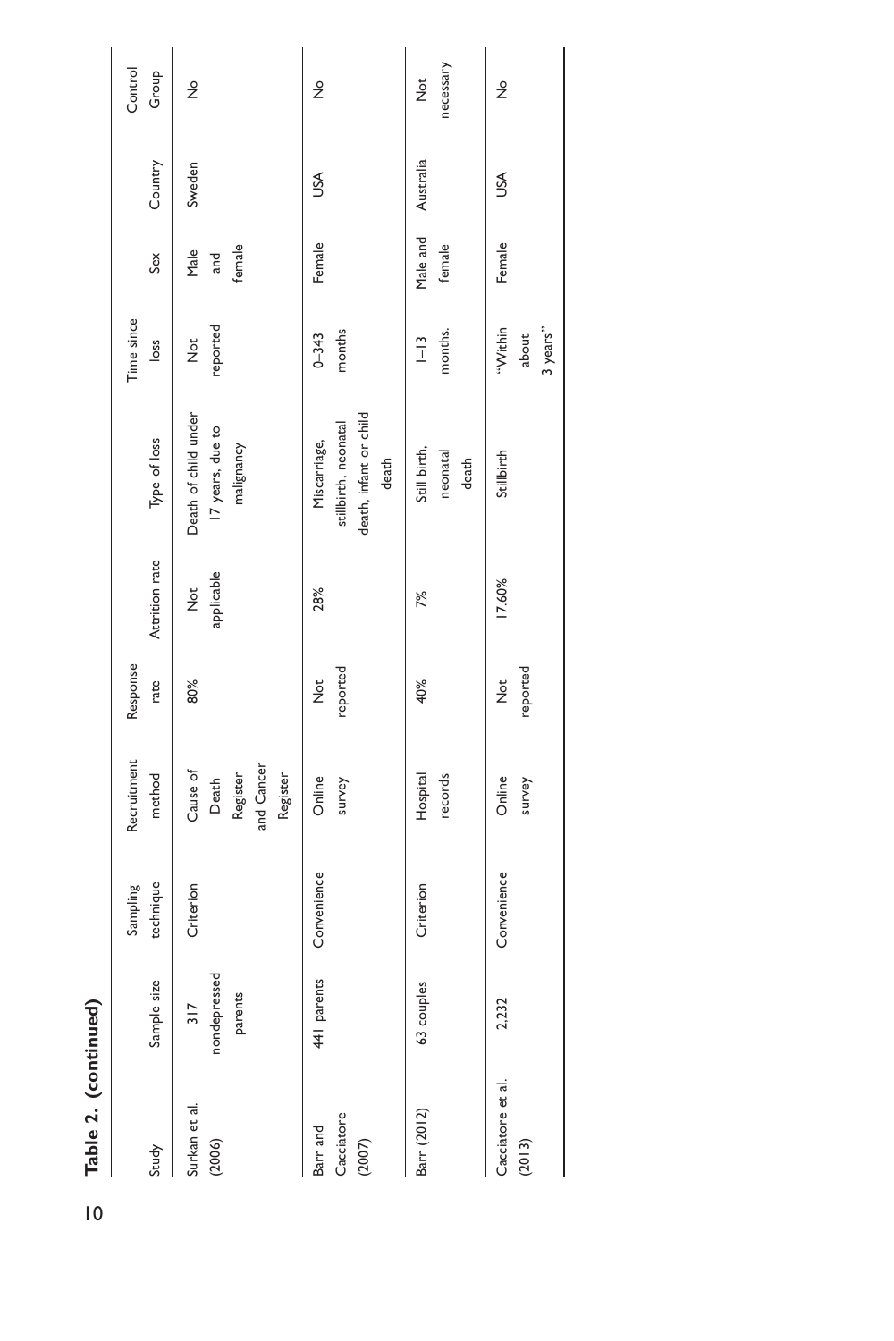**Table 2. (continued)**

| Study | Sample size | Sampling technique | Recruitment method | Response rate | Attrition rate | Type of loss | Time since loss | Sex | Country | Control Group |
|---|---|---|---|---|---|---|---|---|---|---|
| Surkan et al. (2006) | 317 nondepressed parents | Criterion | Cause of Death Register and Cancer Register | 80% | Not applicable | Death of child under 17 years, due to malignancy | Not reported | Male and female | Sweden | No |
| Barr and Cacciatore (2007) | 441 parents | Convenience | Online survey | Not reported | 28% | Miscarriage, stillbirth, neonatal death, infant or child death | 0–343 months | Female | USA | No |
| Barr (2012) | 63 couples | Criterion | Hospital records | 40% | 7% | Still birth, neonatal death | 1–13 months. | Male and female | Australia | Not necessary |
| Cacciatore et al. (2013) | 2,232 | Convenience | Online survey | Not reported | 17.60% | Stillbirth | "Within about 3 years" | Female | USA | No |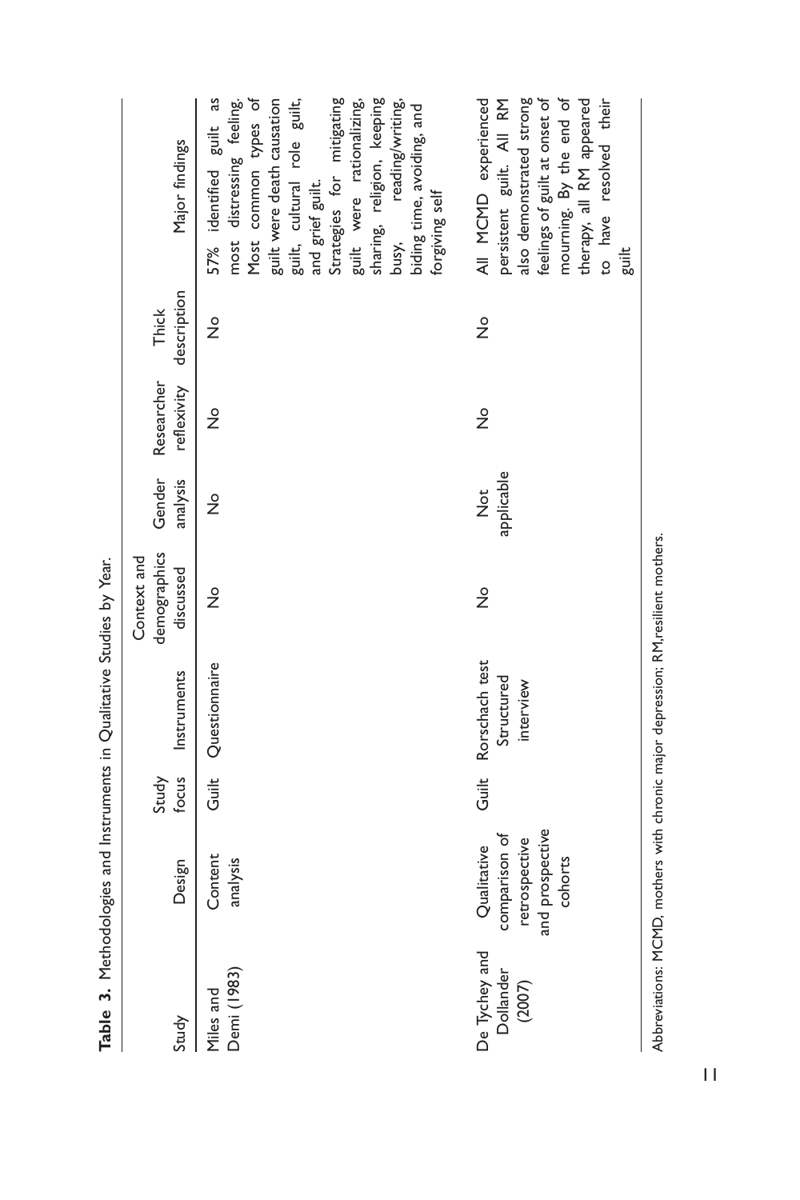**Table 3.** Methodologies and Instruments in Qualitative Studies by Year.

| Study | Design | Study focus | Instruments | Context and demographics discussed | Gender analysis | Researcher reflexivity | Thick description | Major findings |
|---|---|---|---|---|---|---|---|---|
| Miles and Demi (1983) | Content analysis | Guilt | Questionnaire | No | No | No | No | 57% identified guilt as most distressing feeling. Most common types of guilt were death causation guilt, cultural role guilt, and grief guilt. Strategies for mitigating guilt were rationalizing, sharing, religion, keeping busy, reading/writing, biding time, avoiding, and forgiving self |
| De Tychey and Dollander (2007) | Qualitative comparison of retrospective and prospective cohorts | Guilt | Rorschach test Structured interview | No | Not applicable | No | No | All MCMD experienced persistent guilt. All RM also demonstrated strong feelings of guilt at onset of mourning. By the end of therapy, all RM appeared to have resolved their guilt |

Abbreviations: MCMD, mothers with chronic major depression; RM,resilient mothers.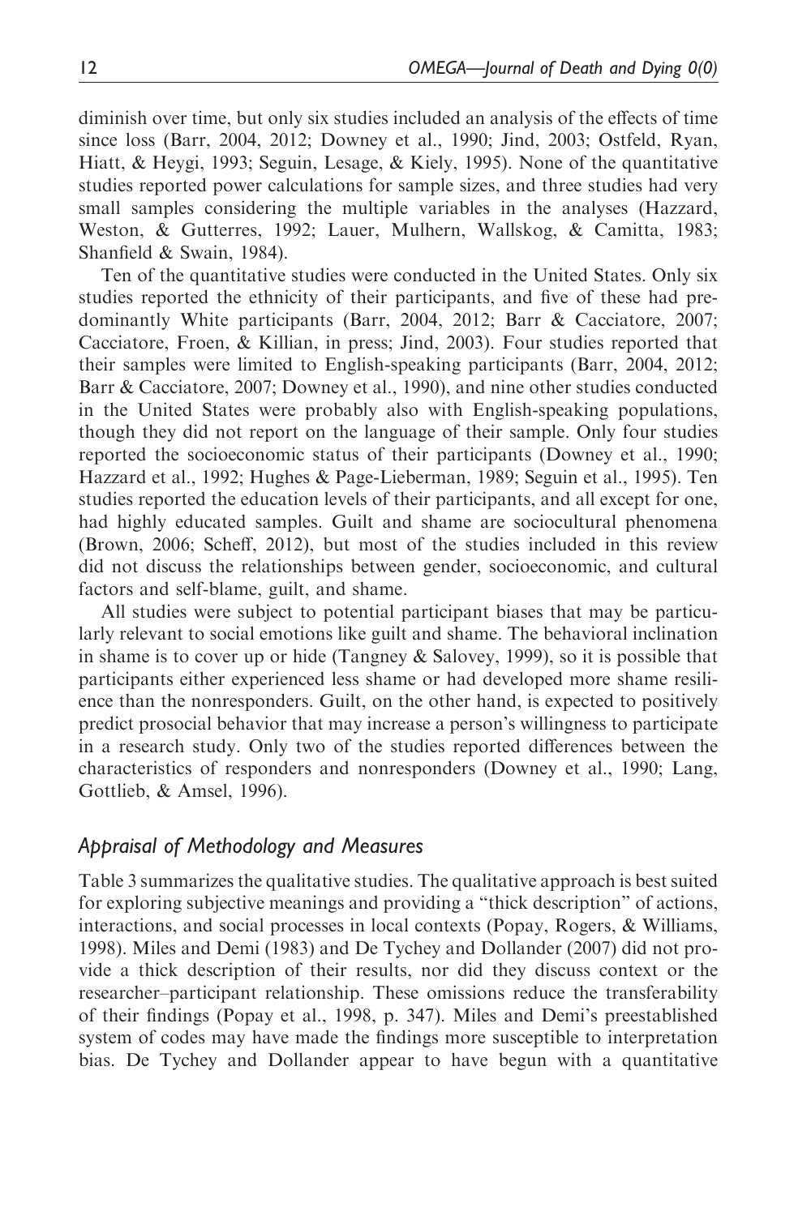diminish over time, but only six studies included an analysis of the effects of time since loss (Barr, 2004, 2012; Downey et al., 1990; Jind, 2003; Ostfeld, Ryan, Hiatt, & Heygi, 1993; Seguin, Lesage, & Kiely, 1995). None of the quantitative studies reported power calculations for sample sizes, and three studies had very small samples considering the multiple variables in the analyses (Hazzard, Weston, & Gutterres, 1992; Lauer, Mulhern, Wallskog, & Camitta, 1983; Shanfield & Swain, 1984).

Ten of the quantitative studies were conducted in the United States. Only six studies reported the ethnicity of their participants, and five of these had predominantly White participants (Barr, 2004, 2012; Barr & Cacciatore, 2007; Cacciatore, Froen, & Killian, in press; Jind, 2003). Four studies reported that their samples were limited to English-speaking participants (Barr, 2004, 2012; Barr & Cacciatore, 2007; Downey et al., 1990), and nine other studies conducted in the United States were probably also with English-speaking populations, though they did not report on the language of their sample. Only four studies reported the socioeconomic status of their participants (Downey et al., 1990; Hazzard et al., 1992; Hughes & Page-Lieberman, 1989; Seguin et al., 1995). Ten studies reported the education levels of their participants, and all except for one, had highly educated samples. Guilt and shame are sociocultural phenomena (Brown, 2006; Scheff, 2012), but most of the studies included in this review did not discuss the relationships between gender, socioeconomic, and cultural factors and self-blame, guilt, and shame.

All studies were subject to potential participant biases that may be particularly relevant to social emotions like guilt and shame. The behavioral inclination in shame is to cover up or hide (Tangney & Salovey, 1999), so it is possible that participants either experienced less shame or had developed more shame resilience than the nonresponders. Guilt, on the other hand, is expected to positively predict prosocial behavior that may increase a person's willingness to participate in a research study. Only two of the studies reported differences between the characteristics of responders and nonresponders (Downey et al., 1990; Lang, Gottlieb, & Amsel, 1996).

### *Appraisal of Methodology and Measures*

Table 3 summarizes the qualitative studies. The qualitative approach is best suited for exploring subjective meanings and providing a "thick description" of actions, interactions, and social processes in local contexts (Popay, Rogers, & Williams, 1998). Miles and Demi (1983) and De Tychey and Dollander (2007) did not provide a thick description of their results, nor did they discuss context or the researcher–participant relationship. These omissions reduce the transferability of their findings (Popay et al., 1998, p. 347). Miles and Demi's preestablished system of codes may have made the findings more susceptible to interpretation bias. De Tychey and Dollander appear to have begun with a quantitative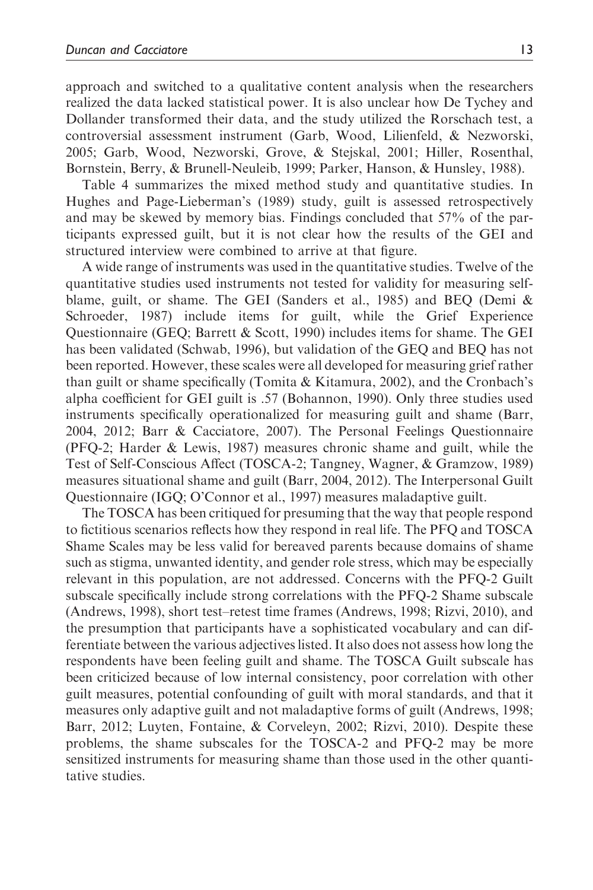approach and switched to a qualitative content analysis when the researchers realized the data lacked statistical power. It is also unclear how De Tychey and Dollander transformed their data, and the study utilized the Rorschach test, a controversial assessment instrument (Garb, Wood, Lilienfeld, & Nezworski, 2005; Garb, Wood, Nezworski, Grove, & Stejskal, 2001; Hiller, Rosenthal, Bornstein, Berry, & Brunell-Neuleib, 1999; Parker, Hanson, & Hunsley, 1988).

Table 4 summarizes the mixed method study and quantitative studies. In Hughes and Page-Lieberman's (1989) study, guilt is assessed retrospectively and may be skewed by memory bias. Findings concluded that 57% of the participants expressed guilt, but it is not clear how the results of the GEI and structured interview were combined to arrive at that figure.

A wide range of instruments was used in the quantitative studies. Twelve of the quantitative studies used instruments not tested for validity for measuring self-blame, guilt, or shame. The GEI (Sanders et al., 1985) and BEQ (Demi & Schroeder, 1987) include items for guilt, while the Grief Experience Questionnaire (GEQ; Barrett & Scott, 1990) includes items for shame. The GEI has been validated (Schwab, 1996), but validation of the GEQ and BEQ has not been reported. However, these scales were all developed for measuring grief rather than guilt or shame specifically (Tomita & Kitamura, 2002), and the Cronbach's alpha coefficient for GEI guilt is .57 (Bohannon, 1990). Only three studies used instruments specifically operationalized for measuring guilt and shame (Barr, 2004, 2012; Barr & Cacciatore, 2007). The Personal Feelings Questionnaire (PFQ-2; Harder & Lewis, 1987) measures chronic shame and guilt, while the Test of Self-Conscious Affect (TOSCA-2; Tangney, Wagner, & Gramzow, 1989) measures situational shame and guilt (Barr, 2004, 2012). The Interpersonal Guilt Questionnaire (IGQ; O'Connor et al., 1997) measures maladaptive guilt.

The TOSCA has been critiqued for presuming that the way that people respond to fictitious scenarios reflects how they respond in real life. The PFQ and TOSCA Shame Scales may be less valid for bereaved parents because domains of shame such as stigma, unwanted identity, and gender role stress, which may be especially relevant in this population, are not addressed. Concerns with the PFQ-2 Guilt subscale specifically include strong correlations with the PFQ-2 Shame subscale (Andrews, 1998), short test–retest time frames (Andrews, 1998; Rizvi, 2010), and the presumption that participants have a sophisticated vocabulary and can differentiate between the various adjectives listed. It also does not assess how long the respondents have been feeling guilt and shame. The TOSCA Guilt subscale has been criticized because of low internal consistency, poor correlation with other guilt measures, potential confounding of guilt with moral standards, and that it measures only adaptive guilt and not maladaptive forms of guilt (Andrews, 1998; Barr, 2012; Luyten, Fontaine, & Corveleyn, 2002; Rizvi, 2010). Despite these problems, the shame subscales for the TOSCA-2 and PFQ-2 may be more sensitized instruments for measuring shame than those used in the other quantitative studies.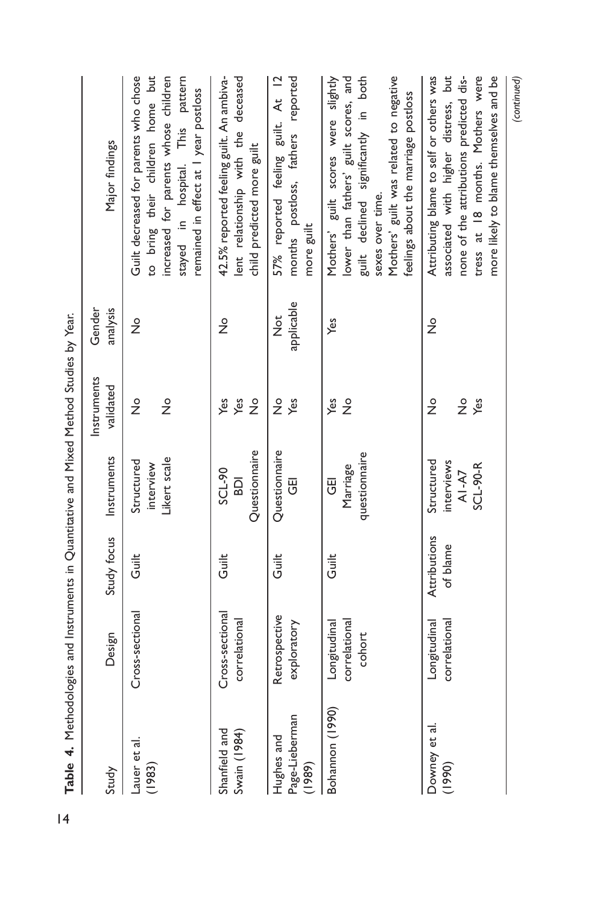**Table 4.** Methodologies and Instruments in Quantitative and Mixed Method Studies by Year.

| Study | Design | Study focus | Instruments | Instruments validated | Gender analysis | Major findings |
|---|---|---|---|---|---|---|
| Lauer et al. (1983) | Cross-sectional | Guilt | Structured interview<br>Likert scale | No<br>No | No | Guilt decreased for parents who chose to bring their children home but increased for parents whose children stayed in hospital. This pattern remained in effect at 1 year postloss |
| Shanfield and Swain (1984) | Cross-sectional correlational | Guilt | SCL-90<br>BDI<br>Questionnaire | Yes<br>Yes<br>No | No | 42.5% reported feeling guilt. An ambivalent relationship with the deceased child predicted more guilt |
| Hughes and Page-Lieberman (1989) | Retrospective exploratory | Guilt | Questionnaire<br>GEI | No<br>Yes | Not applicable | 57% reported feeling guilt. At 12 months postloss, fathers reported more guilt |
| Bohannon (1990) | Longitudinal correlational cohort | Guilt | GEI<br>Marriage questionnaire | Yes<br>No | Yes | Mothers' guilt scores were slightly lower than fathers' guilt scores, and guilt declined significantly in both sexes over time.<br>Mothers' guilt was related to negative feelings about the marriage postloss |
| Downey et al. (1990) | Longitudinal correlational | Attributions of blame | Structured interviews<br>A1-A7<br>SCL-90-R | No<br>No<br>Yes | No | Attributing blame to self or others was associated with higher distress, but none of the attributions predicted distress at 18 months. Mothers were more likely to blame themselves and be |

*(continued)*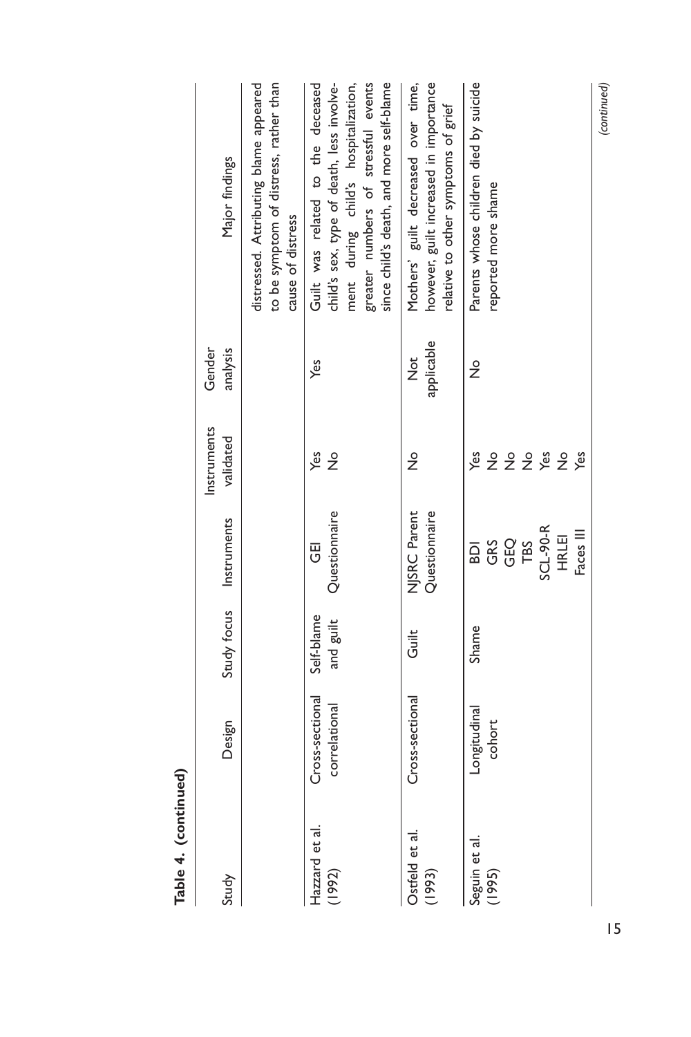**Table 4. (continued)**

| Study | Design | Study focus | Instruments | Instruments validated | Gender analysis | Major findings |
|---|---|---|---|---|---|---|
| | | | | | | distressed. Attributing blame appeared to be symptom of distress, rather than cause of distress |
| Hazzard et al. (1992) | Cross-sectional correlational | Self-blame and guilt | GEI<br>Questionnaire | Yes<br>No | Yes | Guilt was related to the deceased child's sex, type of death, less involvement during child's hospitalization, greater numbers of stressful events since child's death, and more self-blame |
| Ostfeld et al. (1993) | Cross-sectional | Guilt | NJSRC Parent Questionnaire | No | Not applicable | Mothers' guilt decreased over time, however, guilt increased in importance relative to other symptoms of grief |
| Seguin et al. (1995) | Longitudinal cohort | Shame | BDI<br>GRS<br>GEQ<br>TBS<br>SCL-90-R<br>HRLEI<br>Faces III | Yes<br>No<br>No<br>No<br>Yes<br>No<br>Yes | No | Parents whose children died by suicide reported more shame |

*(continued)*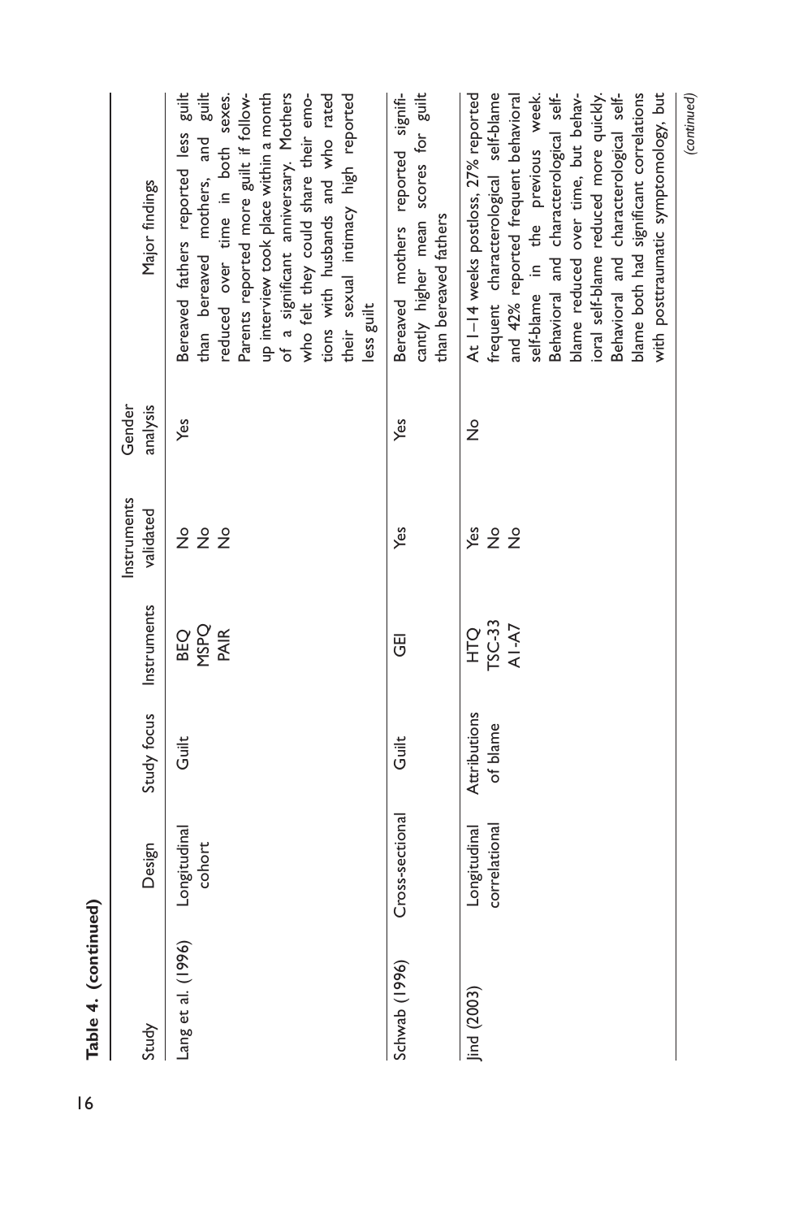**Table 4. (continued)**

| Study | Design | Study focus | Instruments | Instruments validated | Gender analysis | Major findings |
|---|---|---|---|---|---|---|
| Lang et al. (1996) | Longitudinal cohort | Guilt | BEQ<br>MSPQ<br>PAIR | No<br>No<br>No | Yes | Bereaved fathers reported less guilt than bereaved mothers, and guilt reduced over time in both sexes. Parents reported more guilt if follow-up interview took place within a month of a significant anniversary. Mothers who felt they could share their emotions with husbands and who rated their sexual intimacy high reported less guilt |
| Schwab (1996) | Cross-sectional | Guilt | GEI | Yes | Yes | Bereaved mothers reported significantly higher mean scores for guilt than bereaved fathers |
| Jind (2003) | Longitudinal correlational | Attributions of blame | HTQ<br>TSC-33<br>A1-A7 | Yes<br>No<br>No | No | At 1–14 weeks postloss, 27% reported frequent characterological self-blame and 42% reported frequent behavioral self-blame in the previous week. Behavioral and characterological self-blame reduced over time, but behavioral self-blame reduced more quickly. Behavioral and characterological self-blame both had significant correlations with posttraumatic symptomology, but |

*(continued)*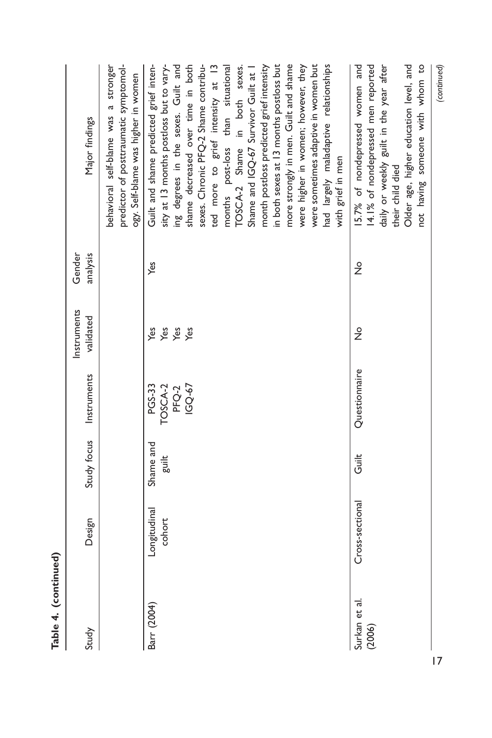**Table 4. (continued)**

| Study | Design | Study focus | Instruments | Instruments validated | Gender analysis | Major findings |
|---|---|---|---|---|---|---|
| | | | | | | behavioral self-blame was a stronger predictor of posttraumatic symptomology. Self-blame was higher in women |
| Barr (2004) | Longitudinal cohort | Shame and guilt | PGS-33<br>TOSCA-2<br>PFQ-2<br>IGQ-67 | Yes<br>Yes<br>Yes<br>Yes | Yes | Guilt and shame predicted grief intensity at 13 months postloss but to varying degrees in the sexes. Guilt and shame decreased over time in both sexes. Chronic PFQ-2 Shame contributed more to grief intensity at 13 months post-loss than situational TOSCA-2 Shame in both sexes. Shame and IGQ-67 Survivor Guilt at 1 month postloss predicted grief intensity in both sexes at 13 months postloss but more strongly in men. Guilt and shame were higher in women; however, they were sometimes adaptive in women but had largely maladaptive relationships with grief in men |
| Surkan et al. (2006) | Cross-sectional | Guilt | Questionnaire | No | No | 15.7% of nondepressed women and 14.1% of nondepressed men reported daily or weekly guilt in the year after their child died<br>Older age, higher education level, and not having someone with whom to |

*(continued)*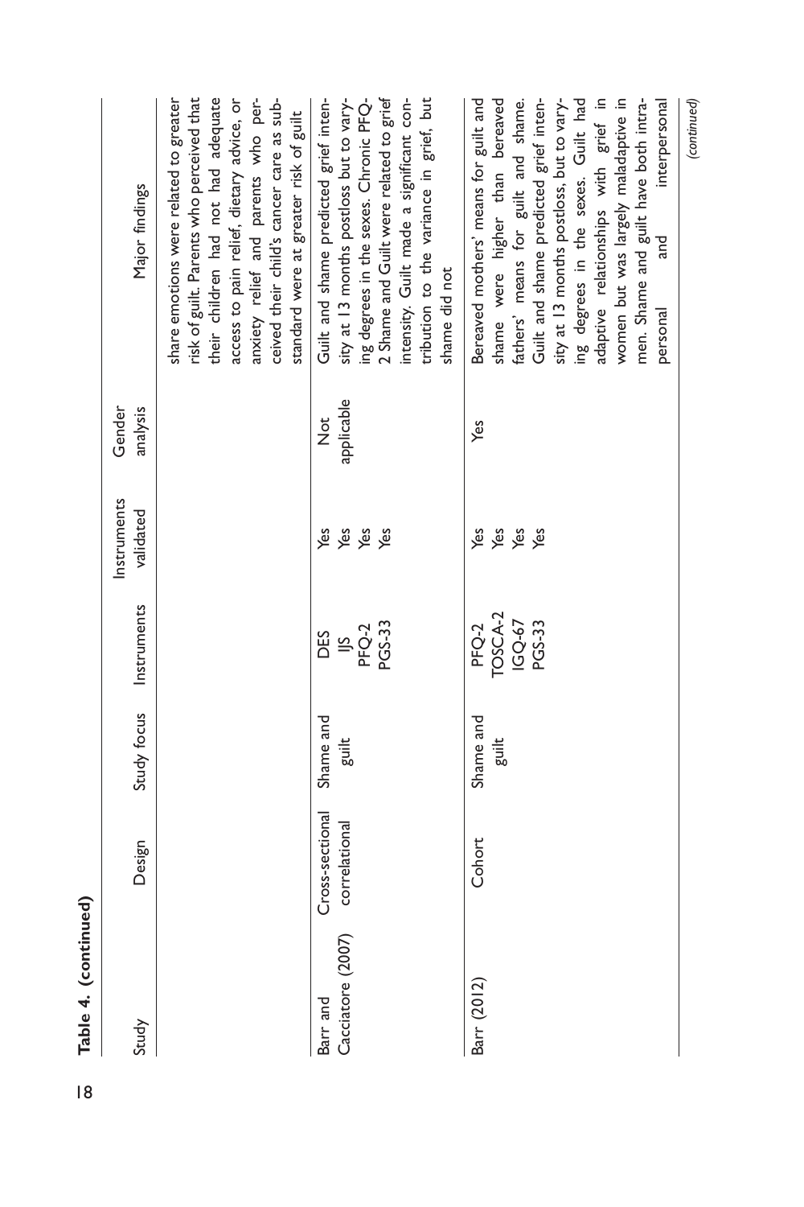**Table 4. (continued)**

| Study | Design | Study focus | Instruments | Instruments validated | Gender analysis | Major findings |
|---|---|---|---|---|---|---|
| | | | | | | share emotions were related to greater risk of guilt. Parents who perceived that their children had not had adequate access to pain relief, dietary advice, or anxiety relief and parents who perceived their child's cancer care as substandard were at greater risk of guilt |
| Barr and Cacciatore (2007) | Cross-sectional correlational | Shame and guilt | DES<br>JJS<br>PFQ-2<br>PGS-33 | Yes<br>Yes<br>Yes<br>Yes | Not applicable | Guilt and shame predicted grief intensity at 13 months postloss but to varying degrees in the sexes. Chronic PFQ-2 Shame and Guilt were related to grief intensity. Guilt made a significant contribution to the variance in grief, but shame did not |
| Barr (2012) | Cohort | Shame and guilt | PFQ-2<br>TOSCA-2<br>IGQ-67<br>PGS-33 | Yes<br>Yes<br>Yes<br>Yes | Yes | Bereaved mothers' means for guilt and shame were higher than bereaved fathers' means for guilt and shame. Guilt and shame predicted grief intensity at 13 months postloss, but to varying degrees in the sexes. Guilt had adaptive relationships with grief in women but was largely maladaptive in men. Shame and guilt have both intrapersonal and interpersonal |

*(continued)*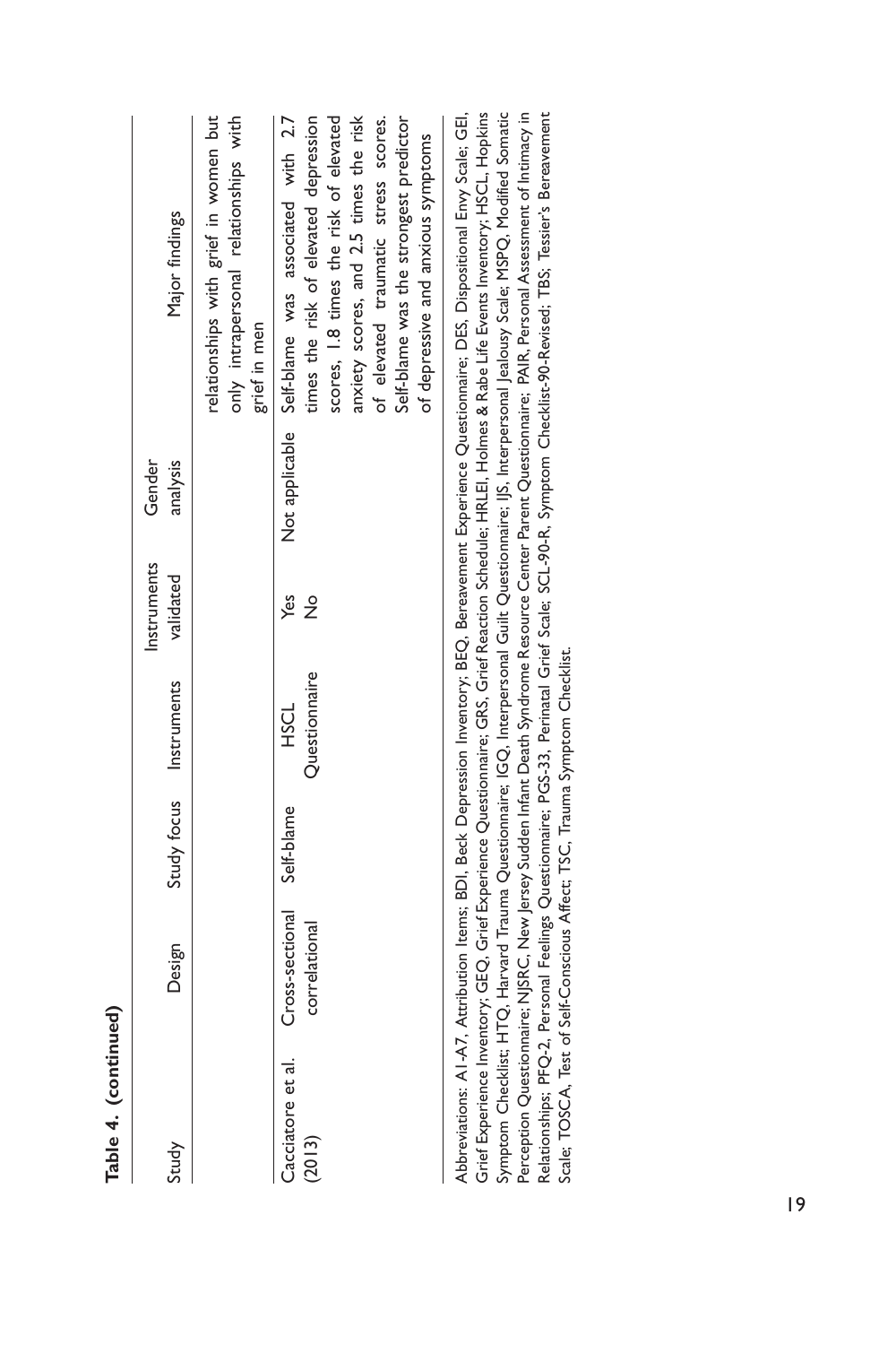**Table 4. (continued)**

| Study | Design | Study focus | Instruments | Instruments validated | Gender analysis | Major findings |
|---|---|---|---|---|---|---|
| | | | | | | relationships with grief in women but only intrapersonal relationships with grief in men |
| Cacciatore et al. (2013) | Cross-sectional correlational | Self-blame | HSCL<br>Questionnaire | Yes<br>No | Not applicable | Self-blame was associated with 2.7 times the risk of elevated depression scores, 1.8 times the risk of elevated anxiety scores, and 2.5 times the risk of elevated traumatic stress scores. Self-blame was the strongest predictor of depressive and anxious symptoms |

Abbreviations: A1-A7, Attribution Items; BDI, Beck Depression Inventory; BEQ, Bereavement Experience Questionnaire; DES, Dispositional Envy Scale; GEI, Grief Experience Inventory; GEQ, Grief Experience Questionnaire; GRS, Grief Reaction Schedule; HRLEI, Holmes & Rabe Life Events Inventory; HSCL, Hopkins Symptom Checklist; HTQ, Harvard Trauma Questionnaire; IGQ, Interpersonal Guilt Questionnaire; IJS, Interpersonal Jealousy Scale; MSPQ, Modified Somatic Perception Questionnaire; NJSRC, New Jersey Sudden Infant Death Syndrome Resource Center Parent Questionnaire; PAIR, Personal Assessment of Intimacy in Relationships; PFQ-2, Personal Feelings Questionnaire; PGS-33, Perinatal Grief Scale; SCL-90-R, Symptom Checklist-90-Revised; TBS, Tessier's Bereavement Scale; TOSCA, Test of Self-Conscious Affect; TSC, Trauma Symptom Checklist.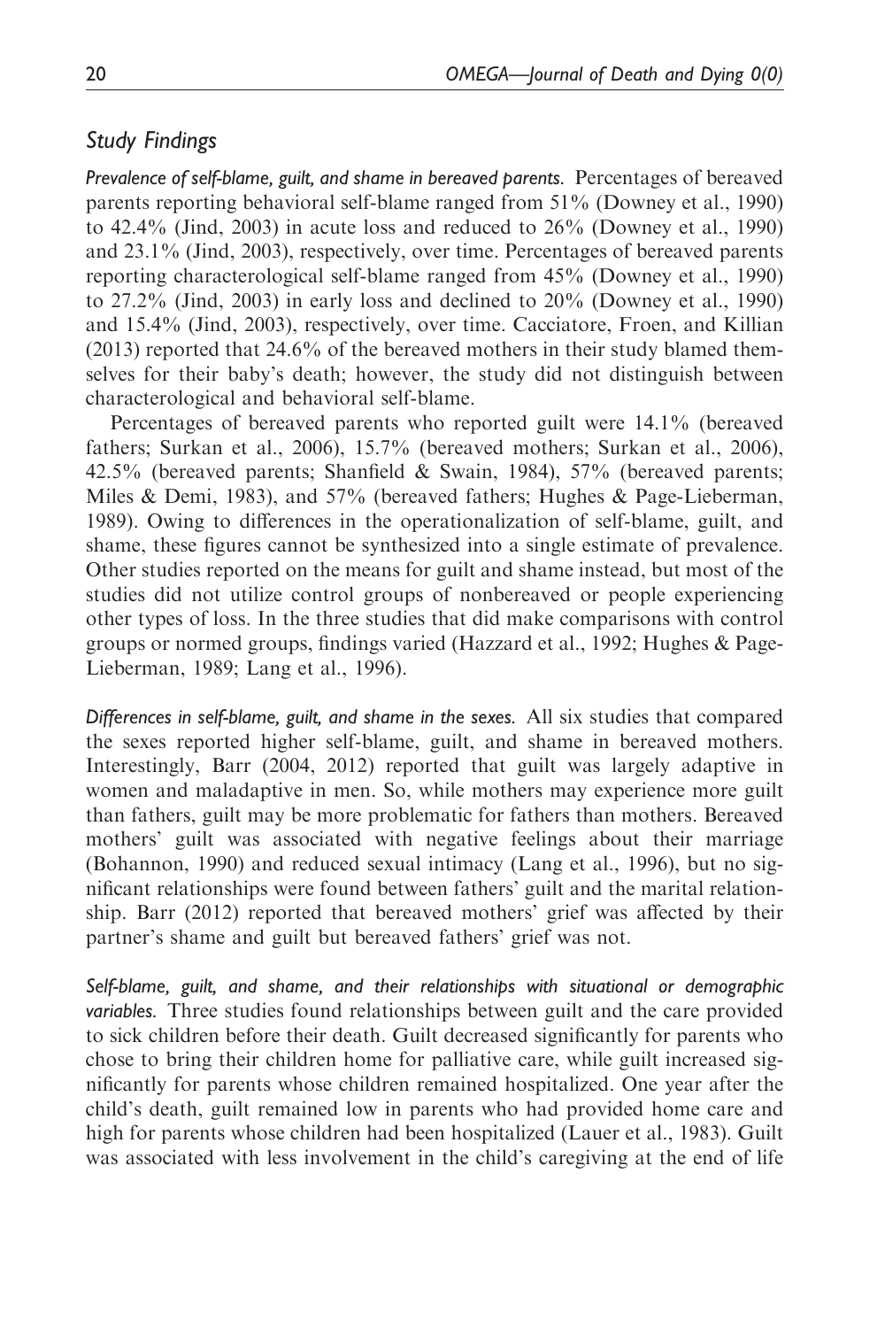### *Study Findings*

*Prevalence of self-blame, guilt, and shame in bereaved parents.* Percentages of bereaved parents reporting behavioral self-blame ranged from 51% (Downey et al., 1990) to 42.4% (Jind, 2003) in acute loss and reduced to 26% (Downey et al., 1990) and 23.1% (Jind, 2003), respectively, over time. Percentages of bereaved parents reporting characterological self-blame ranged from 45% (Downey et al., 1990) to 27.2% (Jind, 2003) in early loss and declined to 20% (Downey et al., 1990) and 15.4% (Jind, 2003), respectively, over time. Cacciatore, Froen, and Killian (2013) reported that 24.6% of the bereaved mothers in their study blamed themselves for their baby's death; however, the study did not distinguish between characterological and behavioral self-blame.

Percentages of bereaved parents who reported guilt were 14.1% (bereaved fathers; Surkan et al., 2006), 15.7% (bereaved mothers; Surkan et al., 2006), 42.5% (bereaved parents; Shanfield & Swain, 1984), 57% (bereaved parents; Miles & Demi, 1983), and 57% (bereaved fathers; Hughes & Page-Lieberman, 1989). Owing to differences in the operationalization of self-blame, guilt, and shame, these figures cannot be synthesized into a single estimate of prevalence. Other studies reported on the means for guilt and shame instead, but most of the studies did not utilize control groups of nonbereaved or people experiencing other types of loss. In the three studies that did make comparisons with control groups or normed groups, findings varied (Hazzard et al., 1992; Hughes & Page-Lieberman, 1989; Lang et al., 1996).

*Differences in self-blame, guilt, and shame in the sexes.* All six studies that compared the sexes reported higher self-blame, guilt, and shame in bereaved mothers. Interestingly, Barr (2004, 2012) reported that guilt was largely adaptive in women and maladaptive in men. So, while mothers may experience more guilt than fathers, guilt may be more problematic for fathers than mothers. Bereaved mothers' guilt was associated with negative feelings about their marriage (Bohannon, 1990) and reduced sexual intimacy (Lang et al., 1996), but no significant relationships were found between fathers' guilt and the marital relationship. Barr (2012) reported that bereaved mothers' grief was affected by their partner's shame and guilt but bereaved fathers' grief was not.

*Self-blame, guilt, and shame, and their relationships with situational or demographic variables.* Three studies found relationships between guilt and the care provided to sick children before their death. Guilt decreased significantly for parents who chose to bring their children home for palliative care, while guilt increased significantly for parents whose children remained hospitalized. One year after the child's death, guilt remained low in parents who had provided home care and high for parents whose children had been hospitalized (Lauer et al., 1983). Guilt was associated with less involvement in the child's caregiving at the end of life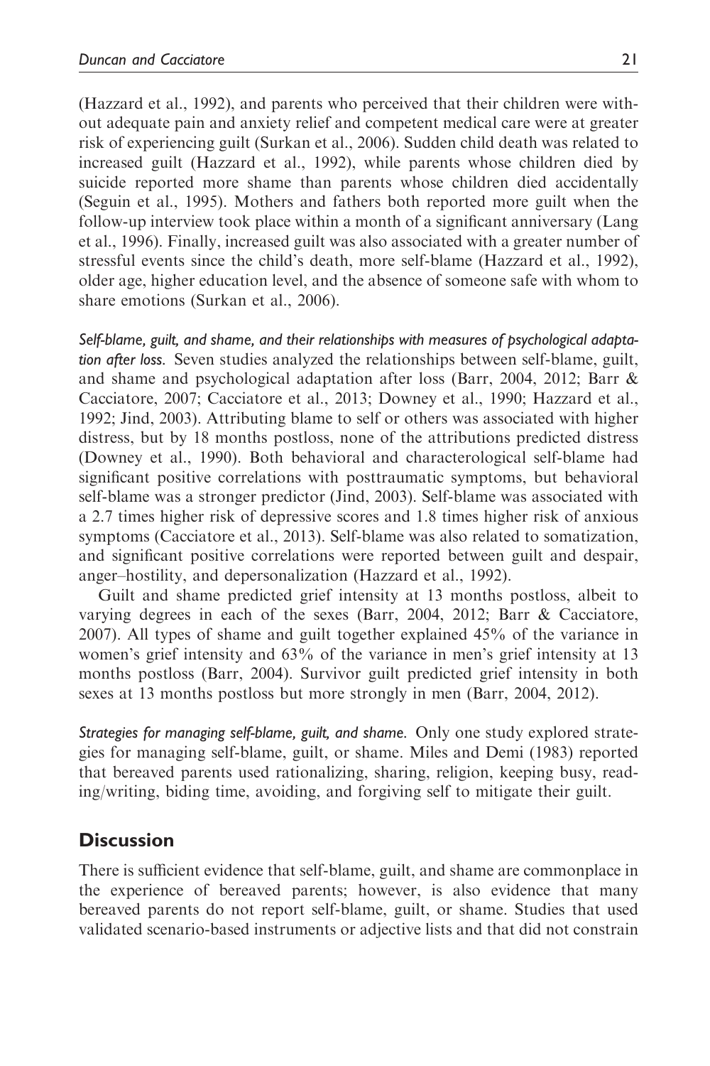(Hazzard et al., 1992), and parents who perceived that their children were without adequate pain and anxiety relief and competent medical care were at greater risk of experiencing guilt (Surkan et al., 2006). Sudden child death was related to increased guilt (Hazzard et al., 1992), while parents whose children died by suicide reported more shame than parents whose children died accidentally (Seguin et al., 1995). Mothers and fathers both reported more guilt when the follow-up interview took place within a month of a significant anniversary (Lang et al., 1996). Finally, increased guilt was also associated with a greater number of stressful events since the child's death, more self-blame (Hazzard et al., 1992), older age, higher education level, and the absence of someone safe with whom to share emotions (Surkan et al., 2006).

*Self-blame, guilt, and shame, and their relationships with measures of psychological adaptation after loss.* Seven studies analyzed the relationships between self-blame, guilt, and shame and psychological adaptation after loss (Barr, 2004, 2012; Barr & Cacciatore, 2007; Cacciatore et al., 2013; Downey et al., 1990; Hazzard et al., 1992; Jind, 2003). Attributing blame to self or others was associated with higher distress, but by 18 months postloss, none of the attributions predicted distress (Downey et al., 1990). Both behavioral and characterological self-blame had significant positive correlations with posttraumatic symptoms, but behavioral self-blame was a stronger predictor (Jind, 2003). Self-blame was associated with a 2.7 times higher risk of depressive scores and 1.8 times higher risk of anxious symptoms (Cacciatore et al., 2013). Self-blame was also related to somatization, and significant positive correlations were reported between guilt and despair, anger–hostility, and depersonalization (Hazzard et al., 1992).

Guilt and shame predicted grief intensity at 13 months postloss, albeit to varying degrees in each of the sexes (Barr, 2004, 2012; Barr & Cacciatore, 2007). All types of shame and guilt together explained 45% of the variance in women's grief intensity and 63% of the variance in men's grief intensity at 13 months postloss (Barr, 2004). Survivor guilt predicted grief intensity in both sexes at 13 months postloss but more strongly in men (Barr, 2004, 2012).

*Strategies for managing self-blame, guilt, and shame.* Only one study explored strategies for managing self-blame, guilt, or shame. Miles and Demi (1983) reported that bereaved parents used rationalizing, sharing, religion, keeping busy, reading/writing, biding time, avoiding, and forgiving self to mitigate their guilt.

## Discussion

There is sufficient evidence that self-blame, guilt, and shame are commonplace in the experience of bereaved parents; however, is also evidence that many bereaved parents do not report self-blame, guilt, or shame. Studies that used validated scenario-based instruments or adjective lists and that did not constrain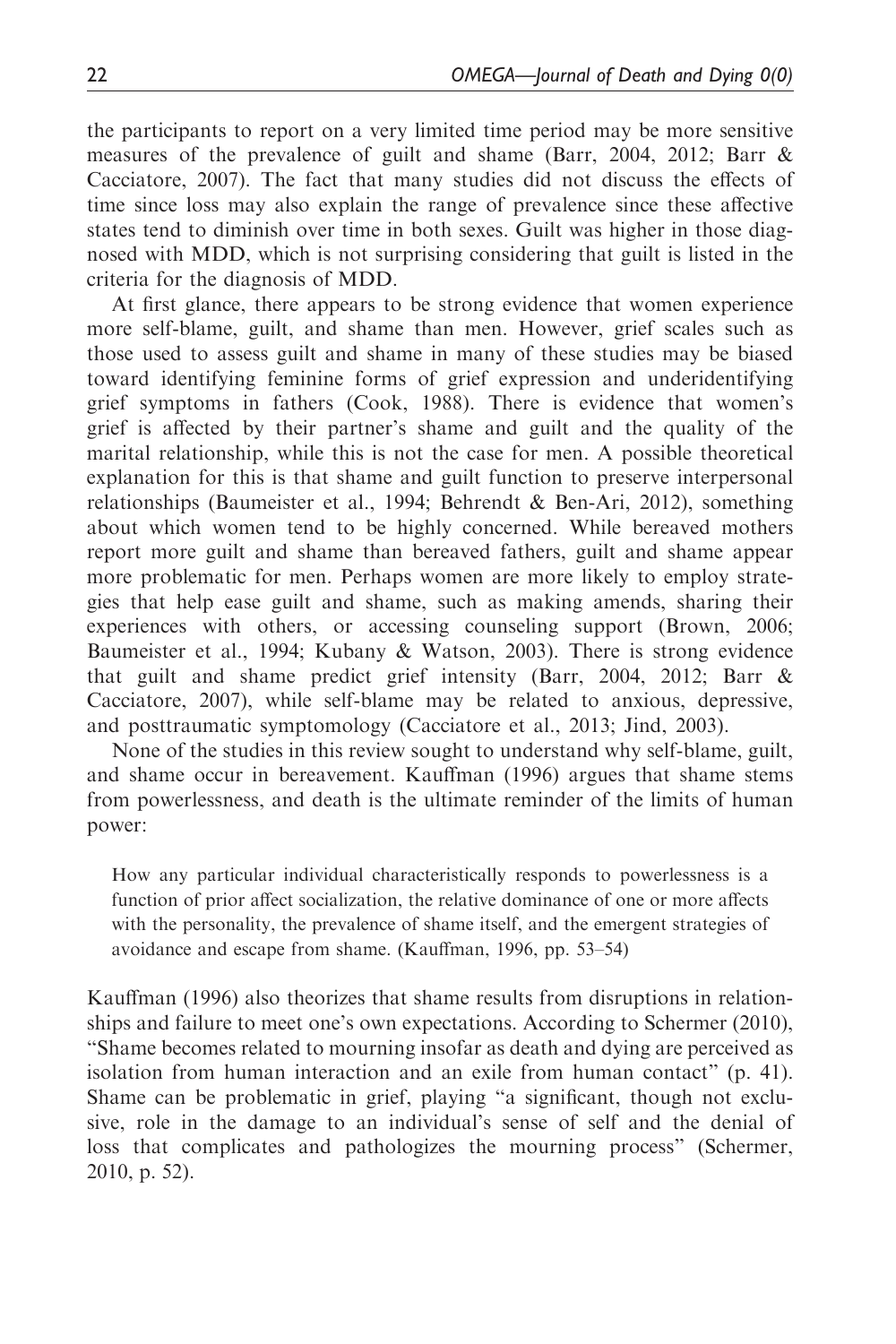the participants to report on a very limited time period may be more sensitive measures of the prevalence of guilt and shame (Barr, 2004, 2012; Barr & Cacciatore, 2007). The fact that many studies did not discuss the effects of time since loss may also explain the range of prevalence since these affective states tend to diminish over time in both sexes. Guilt was higher in those diagnosed with MDD, which is not surprising considering that guilt is listed in the criteria for the diagnosis of MDD.

At first glance, there appears to be strong evidence that women experience more self-blame, guilt, and shame than men. However, grief scales such as those used to assess guilt and shame in many of these studies may be biased toward identifying feminine forms of grief expression and underidentifying grief symptoms in fathers (Cook, 1988). There is evidence that women's grief is affected by their partner's shame and guilt and the quality of the marital relationship, while this is not the case for men. A possible theoretical explanation for this is that shame and guilt function to preserve interpersonal relationships (Baumeister et al., 1994; Behrendt & Ben-Ari, 2012), something about which women tend to be highly concerned. While bereaved mothers report more guilt and shame than bereaved fathers, guilt and shame appear more problematic for men. Perhaps women are more likely to employ strategies that help ease guilt and shame, such as making amends, sharing their experiences with others, or accessing counseling support (Brown, 2006; Baumeister et al., 1994; Kubany & Watson, 2003). There is strong evidence that guilt and shame predict grief intensity (Barr, 2004, 2012; Barr & Cacciatore, 2007), while self-blame may be related to anxious, depressive, and posttraumatic symptomology (Cacciatore et al., 2013; Jind, 2003).

None of the studies in this review sought to understand why self-blame, guilt, and shame occur in bereavement. Kauffman (1996) argues that shame stems from powerlessness, and death is the ultimate reminder of the limits of human power:

> How any particular individual characteristically responds to powerlessness is a function of prior affect socialization, the relative dominance of one or more affects with the personality, the prevalence of shame itself, and the emergent strategies of avoidance and escape from shame. (Kauffman, 1996, pp. 53–54)

Kauffman (1996) also theorizes that shame results from disruptions in relationships and failure to meet one's own expectations. According to Schermer (2010), "Shame becomes related to mourning insofar as death and dying are perceived as isolation from human interaction and an exile from human contact" (p. 41). Shame can be problematic in grief, playing "a significant, though not exclusive, role in the damage to an individual's sense of self and the denial of loss that complicates and pathologizes the mourning process" (Schermer, 2010, p. 52).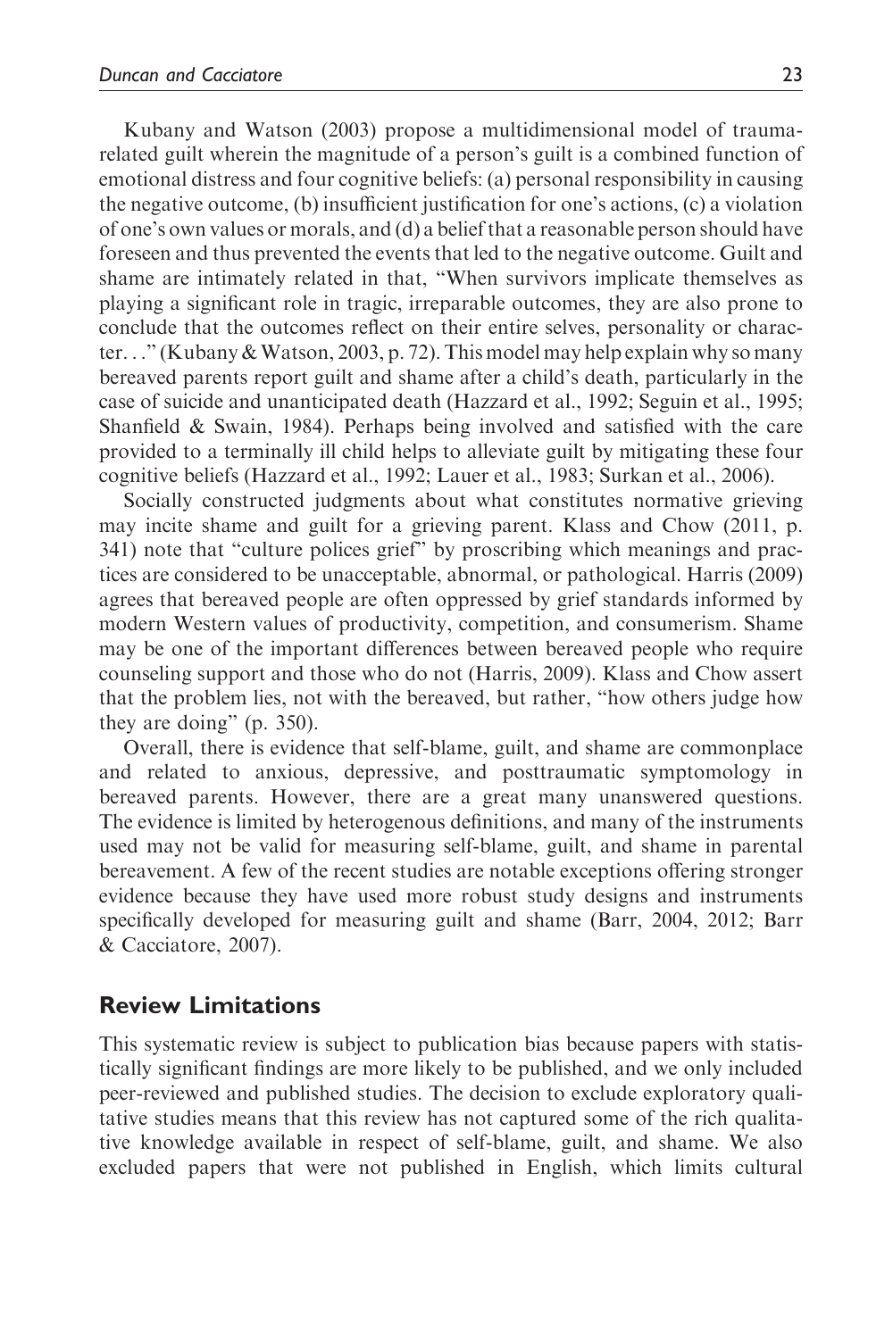Kubany and Watson (2003) propose a multidimensional model of trauma-related guilt wherein the magnitude of a person's guilt is a combined function of emotional distress and four cognitive beliefs: (a) personal responsibility in causing the negative outcome, (b) insufficient justification for one's actions, (c) a violation of one's own values or morals, and (d) a belief that a reasonable person should have foreseen and thus prevented the events that led to the negative outcome. Guilt and shame are intimately related in that, "When survivors implicate themselves as playing a significant role in tragic, irreparable outcomes, they are also prone to conclude that the outcomes reflect on their entire selves, personality or character. . ." (Kubany & Watson, 2003, p. 72). This model may help explain why so many bereaved parents report guilt and shame after a child's death, particularly in the case of suicide and unanticipated death (Hazzard et al., 1992; Seguin et al., 1995; Shanfield & Swain, 1984). Perhaps being involved and satisfied with the care provided to a terminally ill child helps to alleviate guilt by mitigating these four cognitive beliefs (Hazzard et al., 1992; Lauer et al., 1983; Surkan et al., 2006).

Socially constructed judgments about what constitutes normative grieving may incite shame and guilt for a grieving parent. Klass and Chow (2011, p. 341) note that "culture polices grief" by proscribing which meanings and practices are considered to be unacceptable, abnormal, or pathological. Harris (2009) agrees that bereaved people are often oppressed by grief standards informed by modern Western values of productivity, competition, and consumerism. Shame may be one of the important differences between bereaved people who require counseling support and those who do not (Harris, 2009). Klass and Chow assert that the problem lies, not with the bereaved, but rather, "how others judge how they are doing" (p. 350).

Overall, there is evidence that self-blame, guilt, and shame are commonplace and related to anxious, depressive, and posttraumatic symptomology in bereaved parents. However, there are a great many unanswered questions. The evidence is limited by heterogenous definitions, and many of the instruments used may not be valid for measuring self-blame, guilt, and shame in parental bereavement. A few of the recent studies are notable exceptions offering stronger evidence because they have used more robust study designs and instruments specifically developed for measuring guilt and shame (Barr, 2004, 2012; Barr & Cacciatore, 2007).

## Review Limitations

This systematic review is subject to publication bias because papers with statistically significant findings are more likely to be published, and we only included peer-reviewed and published studies. The decision to exclude exploratory qualitative studies means that this review has not captured some of the rich qualitative knowledge available in respect of self-blame, guilt, and shame. We also excluded papers that were not published in English, which limits cultural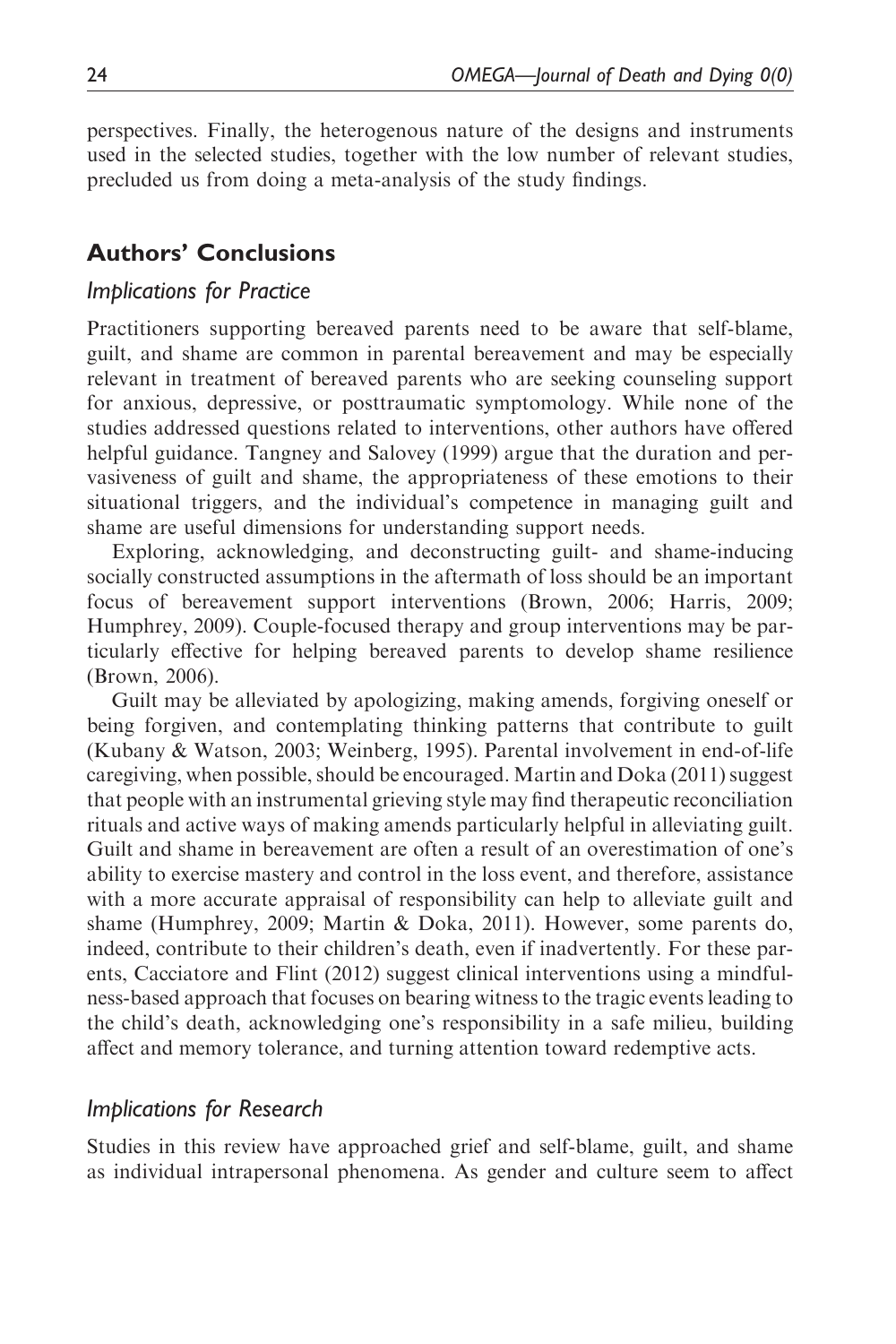perspectives. Finally, the heterogenous nature of the designs and instruments used in the selected studies, together with the low number of relevant studies, precluded us from doing a meta-analysis of the study findings.

## Authors' Conclusions

### *Implications for Practice*

Practitioners supporting bereaved parents need to be aware that self-blame, guilt, and shame are common in parental bereavement and may be especially relevant in treatment of bereaved parents who are seeking counseling support for anxious, depressive, or posttraumatic symptomology. While none of the studies addressed questions related to interventions, other authors have offered helpful guidance. Tangney and Salovey (1999) argue that the duration and pervasiveness of guilt and shame, the appropriateness of these emotions to their situational triggers, and the individual's competence in managing guilt and shame are useful dimensions for understanding support needs.

Exploring, acknowledging, and deconstructing guilt- and shame-inducing socially constructed assumptions in the aftermath of loss should be an important focus of bereavement support interventions (Brown, 2006; Harris, 2009; Humphrey, 2009). Couple-focused therapy and group interventions may be particularly effective for helping bereaved parents to develop shame resilience (Brown, 2006).

Guilt may be alleviated by apologizing, making amends, forgiving oneself or being forgiven, and contemplating thinking patterns that contribute to guilt (Kubany & Watson, 2003; Weinberg, 1995). Parental involvement in end-of-life caregiving, when possible, should be encouraged. Martin and Doka (2011) suggest that people with an instrumental grieving style may find therapeutic reconciliation rituals and active ways of making amends particularly helpful in alleviating guilt. Guilt and shame in bereavement are often a result of an overestimation of one's ability to exercise mastery and control in the loss event, and therefore, assistance with a more accurate appraisal of responsibility can help to alleviate guilt and shame (Humphrey, 2009; Martin & Doka, 2011). However, some parents do, indeed, contribute to their children's death, even if inadvertently. For these parents, Cacciatore and Flint (2012) suggest clinical interventions using a mindfulness-based approach that focuses on bearing witness to the tragic events leading to the child's death, acknowledging one's responsibility in a safe milieu, building affect and memory tolerance, and turning attention toward redemptive acts.

### *Implications for Research*

Studies in this review have approached grief and self-blame, guilt, and shame as individual intrapersonal phenomena. As gender and culture seem to affect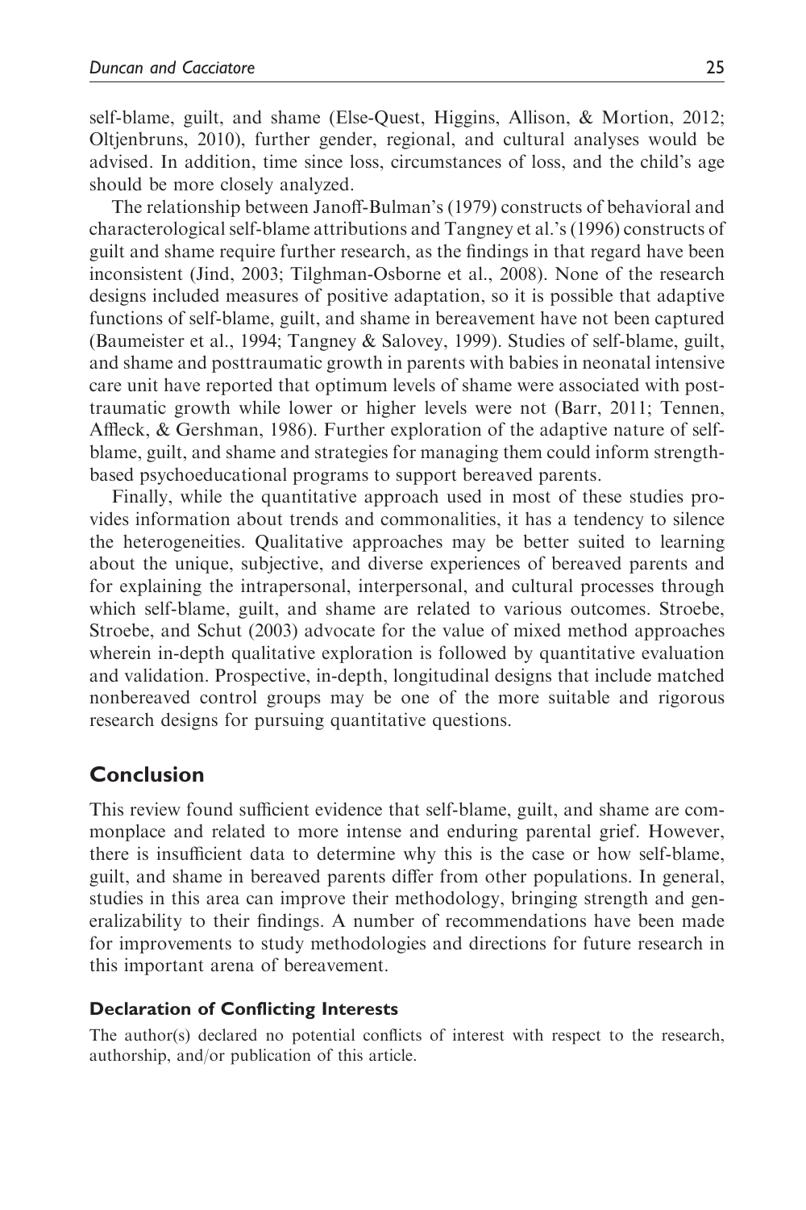self-blame, guilt, and shame (Else-Quest, Higgins, Allison, & Mortion, 2012; Oltjenbruns, 2010), further gender, regional, and cultural analyses would be advised. In addition, time since loss, circumstances of loss, and the child's age should be more closely analyzed.

The relationship between Janoff-Bulman's (1979) constructs of behavioral and characterological self-blame attributions and Tangney et al.'s (1996) constructs of guilt and shame require further research, as the findings in that regard have been inconsistent (Jind, 2003; Tilghman-Osborne et al., 2008). None of the research designs included measures of positive adaptation, so it is possible that adaptive functions of self-blame, guilt, and shame in bereavement have not been captured (Baumeister et al., 1994; Tangney & Salovey, 1999). Studies of self-blame, guilt, and shame and posttraumatic growth in parents with babies in neonatal intensive care unit have reported that optimum levels of shame were associated with posttraumatic growth while lower or higher levels were not (Barr, 2011; Tennen, Affleck, & Gershman, 1986). Further exploration of the adaptive nature of self-blame, guilt, and shame and strategies for managing them could inform strength-based psychoeducational programs to support bereaved parents.

Finally, while the quantitative approach used in most of these studies provides information about trends and commonalities, it has a tendency to silence the heterogeneities. Qualitative approaches may be better suited to learning about the unique, subjective, and diverse experiences of bereaved parents and for explaining the intrapersonal, interpersonal, and cultural processes through which self-blame, guilt, and shame are related to various outcomes. Stroebe, Stroebe, and Schut (2003) advocate for the value of mixed method approaches wherein in-depth qualitative exploration is followed by quantitative evaluation and validation. Prospective, in-depth, longitudinal designs that include matched nonbereaved control groups may be one of the more suitable and rigorous research designs for pursuing quantitative questions.

## Conclusion

This review found sufficient evidence that self-blame, guilt, and shame are commonplace and related to more intense and enduring parental grief. However, there is insufficient data to determine why this is the case or how self-blame, guilt, and shame in bereaved parents differ from other populations. In general, studies in this area can improve their methodology, bringing strength and generalizability to their findings. A number of recommendations have been made for improvements to study methodologies and directions for future research in this important arena of bereavement.

### Declaration of Conflicting Interests

The author(s) declared no potential conflicts of interest with respect to the research, authorship, and/or publication of this article.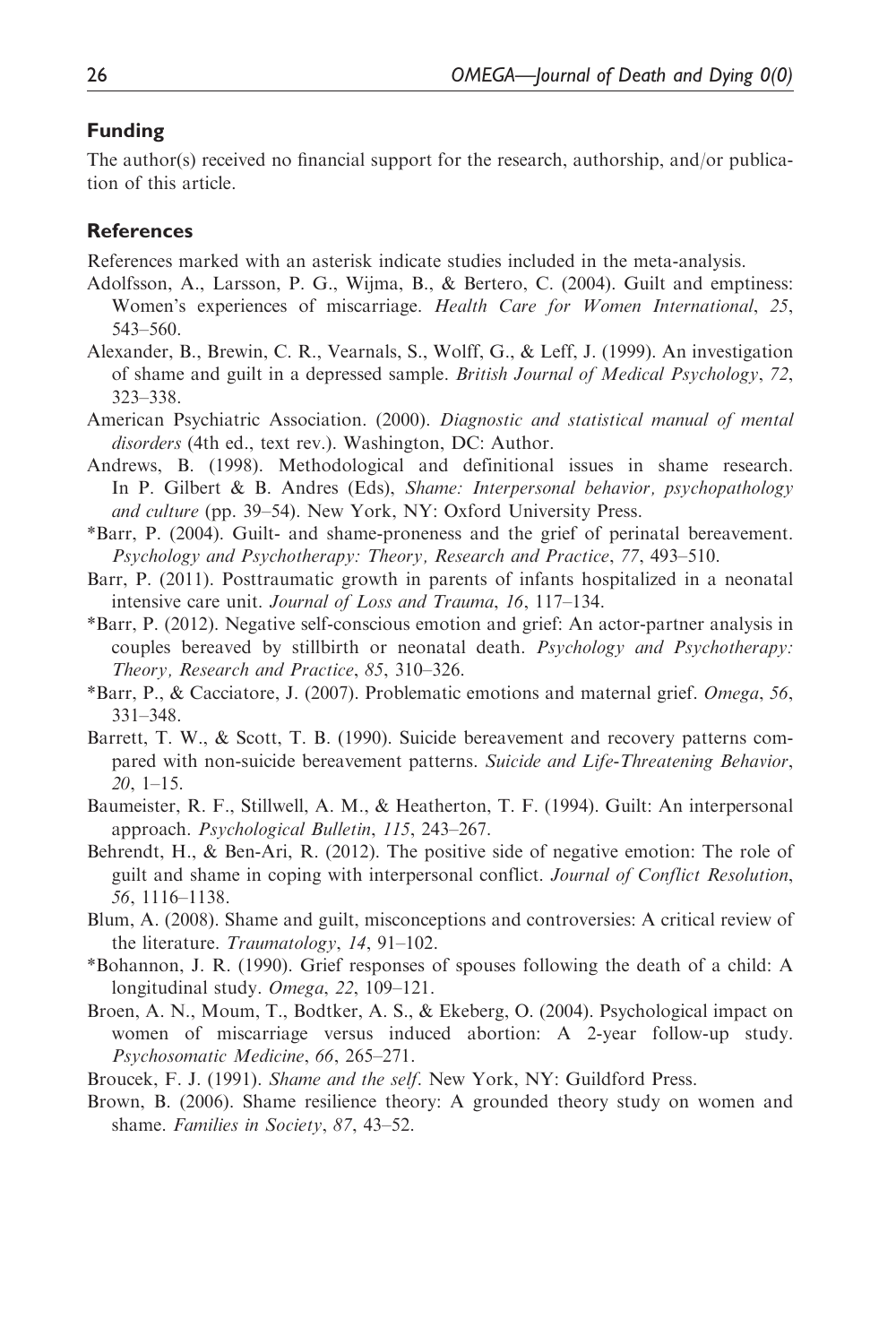## Funding

The author(s) received no financial support for the research, authorship, and/or publication of this article.

## References

References marked with an asterisk indicate studies included in the meta-analysis.

Adolfsson, A., Larsson, P. G., Wijma, B., & Bertero, C. (2004). Guilt and emptiness: Women's experiences of miscarriage. *Health Care for Women International*, *25*, 543–560.

Alexander, B., Brewin, C. R., Vearnals, S., Wolff, G., & Leff, J. (1999). An investigation of shame and guilt in a depressed sample. *British Journal of Medical Psychology*, *72*, 323–338.

American Psychiatric Association. (2000). *Diagnostic and statistical manual of mental disorders* (4th ed., text rev.). Washington, DC: Author.

Andrews, B. (1998). Methodological and definitional issues in shame research. In P. Gilbert & B. Andres (Eds), *Shame: Interpersonal behavior, psychopathology and culture* (pp. 39–54). New York, NY: Oxford University Press.

*Barr, P. (2004). Guilt- and shame-proneness and the grief of perinatal bereavement. *Psychology and Psychotherapy: Theory, Research and Practice*, *77*, 493–510.

Barr, P. (2011). Posttraumatic growth in parents of infants hospitalized in a neonatal intensive care unit. *Journal of Loss and Trauma*, *16*, 117–134.

*Barr, P. (2012). Negative self-conscious emotion and grief: An actor-partner analysis in couples bereaved by stillbirth or neonatal death. *Psychology and Psychotherapy: Theory, Research and Practice*, *85*, 310–326.

*Barr, P., & Cacciatore, J. (2007). Problematic emotions and maternal grief. *Omega*, *56*, 331–348.

Barrett, T. W., & Scott, T. B. (1990). Suicide bereavement and recovery patterns compared with non-suicide bereavement patterns. *Suicide and Life-Threatening Behavior*, *20*, 1–15.

Baumeister, R. F., Stillwell, A. M., & Heatherton, T. F. (1994). Guilt: An interpersonal approach. *Psychological Bulletin*, *115*, 243–267.

Behrendt, H., & Ben-Ari, R. (2012). The positive side of negative emotion: The role of guilt and shame in coping with interpersonal conflict. *Journal of Conflict Resolution*, *56*, 1116–1138.

Blum, A. (2008). Shame and guilt, misconceptions and controversies: A critical review of the literature. *Traumatology*, *14*, 91–102.

*Bohannon, J. R. (1990). Grief responses of spouses following the death of a child: A longitudinal study. *Omega*, *22*, 109–121.

Broen, A. N., Moum, T., Bodtker, A. S., & Ekeberg, O. (2004). Psychological impact on women of miscarriage versus induced abortion: A 2-year follow-up study. *Psychosomatic Medicine*, *66*, 265–271.

Broucek, F. J. (1991). *Shame and the self*. New York, NY: Guildford Press.

Brown, B. (2006). Shame resilience theory: A grounded theory study on women and shame. *Families in Society*, *87*, 43–52.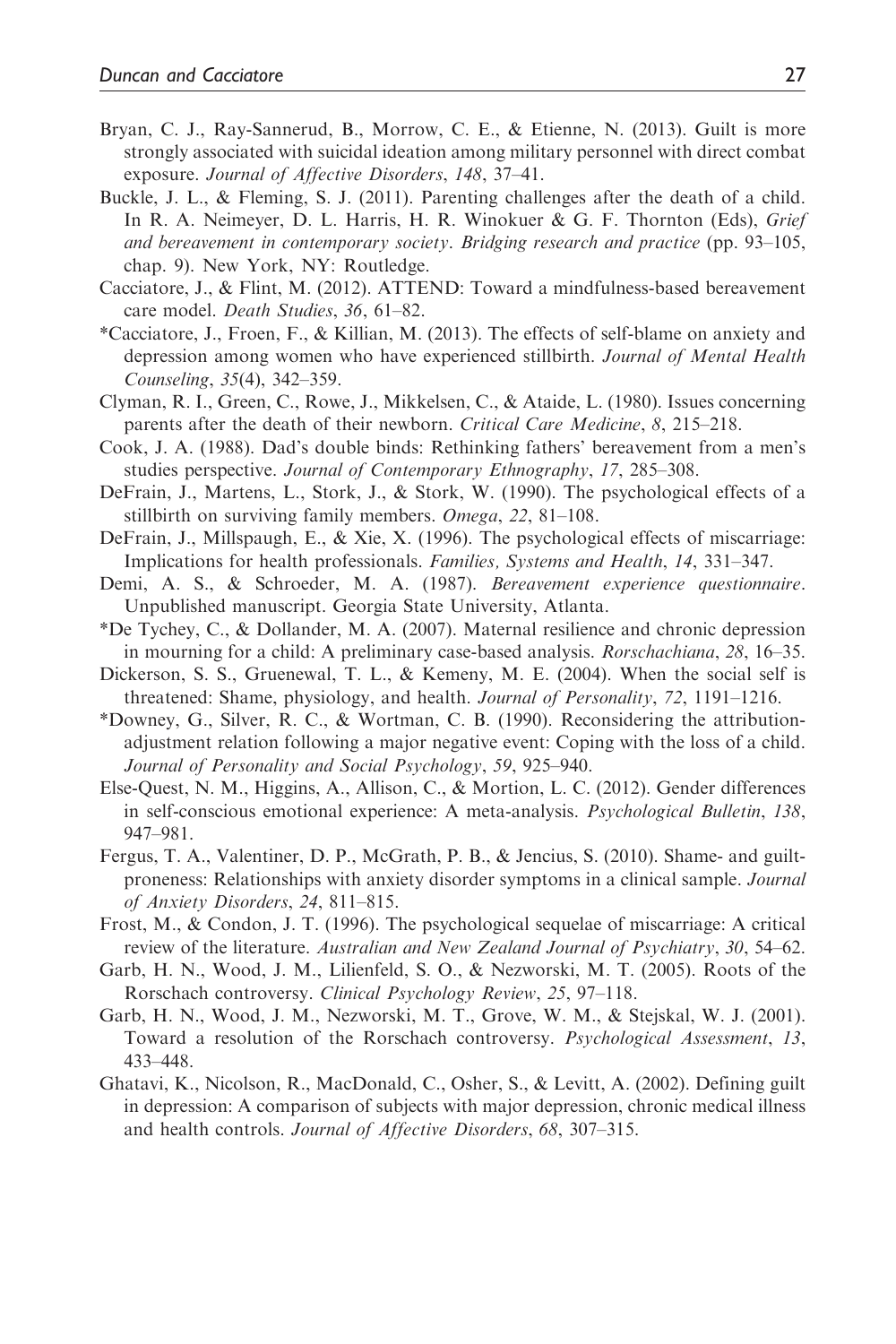Bryan, C. J., Ray-Sannerud, B., Morrow, C. E., & Etienne, N. (2013). Guilt is more strongly associated with suicidal ideation among military personnel with direct combat exposure. *Journal of Affective Disorders*, *148*, 37–41.

Buckle, J. L., & Fleming, S. J. (2011). Parenting challenges after the death of a child. In R. A. Neimeyer, D. L. Harris, H. R. Winokuer & G. F. Thornton (Eds), *Grief and bereavement in contemporary society*. *Bridging research and practice* (pp. 93–105, chap. 9). New York, NY: Routledge.

Cacciatore, J., & Flint, M. (2012). ATTEND: Toward a mindfulness-based bereavement care model. *Death Studies*, *36*, 61–82.

*Cacciatore, J., Froen, F., & Killian, M. (2013). The effects of self-blame on anxiety and depression among women who have experienced stillbirth. *Journal of Mental Health Counseling*, *35*(4), 342–359.

Clyman, R. I., Green, C., Rowe, J., Mikkelsen, C., & Ataide, L. (1980). Issues concerning parents after the death of their newborn. *Critical Care Medicine*, *8*, 215–218.

Cook, J. A. (1988). Dad's double binds: Rethinking fathers' bereavement from a men's studies perspective. *Journal of Contemporary Ethnography*, *17*, 285–308.

DeFrain, J., Martens, L., Stork, J., & Stork, W. (1990). The psychological effects of a stillbirth on surviving family members. *Omega*, *22*, 81–108.

DeFrain, J., Millspaugh, E., & Xie, X. (1996). The psychological effects of miscarriage: Implications for health professionals. *Families, Systems and Health*, *14*, 331–347.

Demi, A. S., & Schroeder, M. A. (1987). *Bereavement experience questionnaire*. Unpublished manuscript. Georgia State University, Atlanta.

*De Tychey, C., & Dollander, M. A. (2007). Maternal resilience and chronic depression in mourning for a child: A preliminary case-based analysis. *Rorschachiana*, *28*, 16–35.

Dickerson, S. S., Gruenewal, T. L., & Kemeny, M. E. (2004). When the social self is threatened: Shame, physiology, and health. *Journal of Personality*, *72*, 1191–1216.

*Downey, G., Silver, R. C., & Wortman, C. B. (1990). Reconsidering the attribution-adjustment relation following a major negative event: Coping with the loss of a child. *Journal of Personality and Social Psychology*, *59*, 925–940.

Else-Quest, N. M., Higgins, A., Allison, C., & Mortion, L. C. (2012). Gender differences in self-conscious emotional experience: A meta-analysis. *Psychological Bulletin*, *138*, 947–981.

Fergus, T. A., Valentiner, D. P., McGrath, P. B., & Jencius, S. (2010). Shame- and guilt-proneness: Relationships with anxiety disorder symptoms in a clinical sample. *Journal of Anxiety Disorders*, *24*, 811–815.

Frost, M., & Condon, J. T. (1996). The psychological sequelae of miscarriage: A critical review of the literature. *Australian and New Zealand Journal of Psychiatry*, *30*, 54–62.

Garb, H. N., Wood, J. M., Lilienfeld, S. O., & Nezworski, M. T. (2005). Roots of the Rorschach controversy. *Clinical Psychology Review*, *25*, 97–118.

Garb, H. N., Wood, J. M., Nezworski, M. T., Grove, W. M., & Stejskal, W. J. (2001). Toward a resolution of the Rorschach controversy. *Psychological Assessment*, *13*, 433–448.

Ghatavi, K., Nicolson, R., MacDonald, C., Osher, S., & Levitt, A. (2002). Defining guilt in depression: A comparison of subjects with major depression, chronic medical illness and health controls. *Journal of Affective Disorders*, *68*, 307–315.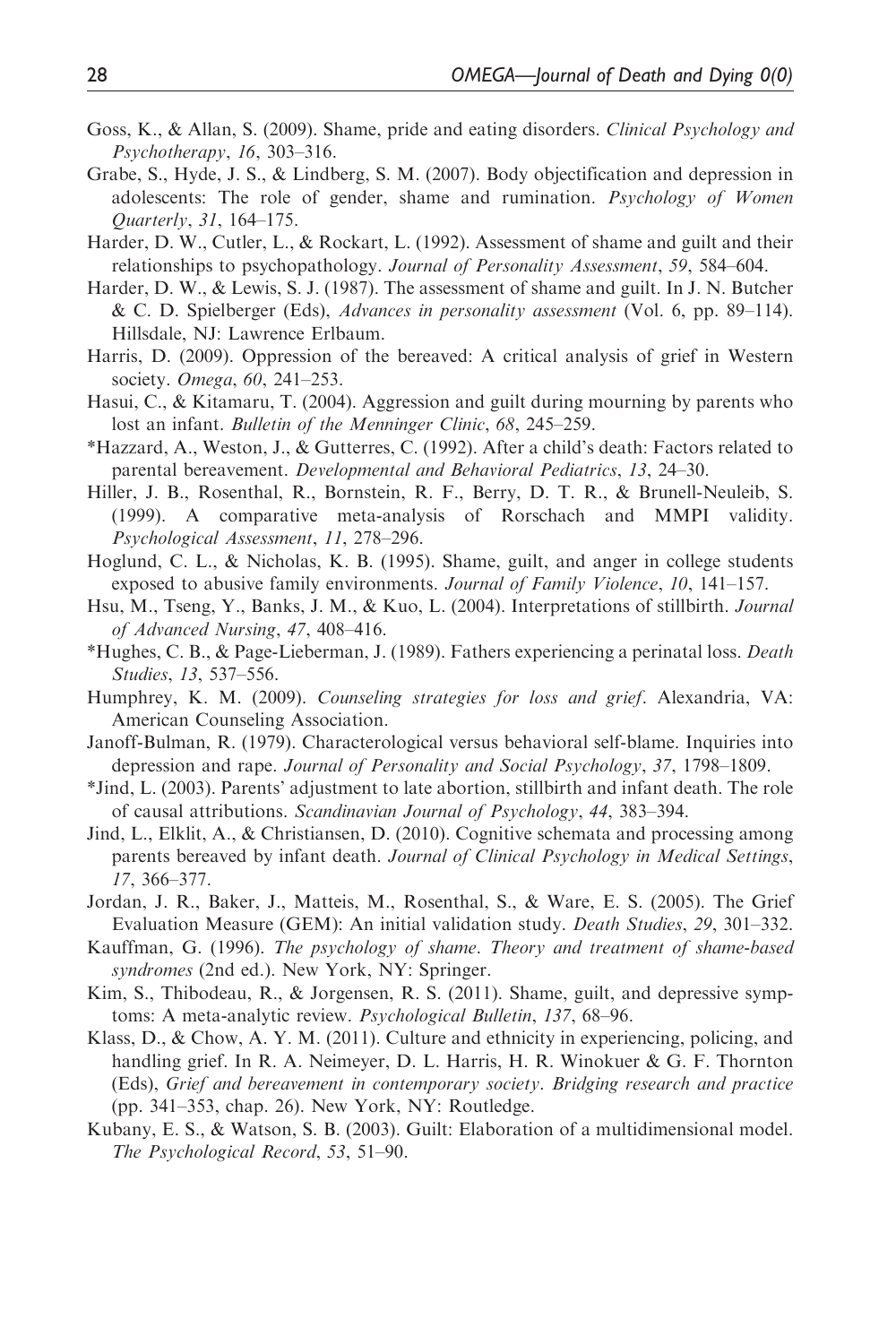Goss, K., & Allan, S. (2009). Shame, pride and eating disorders. *Clinical Psychology and Psychotherapy*, *16*, 303–316.

Grabe, S., Hyde, J. S., & Lindberg, S. M. (2007). Body objectification and depression in adolescents: The role of gender, shame and rumination. *Psychology of Women Quarterly*, *31*, 164–175.

Harder, D. W., Cutler, L., & Rockart, L. (1992). Assessment of shame and guilt and their relationships to psychopathology. *Journal of Personality Assessment*, *59*, 584–604.

Harder, D. W., & Lewis, S. J. (1987). The assessment of shame and guilt. In J. N. Butcher & C. D. Spielberger (Eds), *Advances in personality assessment* (Vol. 6, pp. 89–114). Hillsdale, NJ: Lawrence Erlbaum.

Harris, D. (2009). Oppression of the bereaved: A critical analysis of grief in Western society. *Omega*, *60*, 241–253.

Hasui, C., & Kitamaru, T. (2004). Aggression and guilt during mourning by parents who lost an infant. *Bulletin of the Menninger Clinic*, *68*, 245–259.

*Hazzard, A., Weston, J., & Gutterres, C. (1992). After a child's death: Factors related to parental bereavement. *Developmental and Behavioral Pediatrics*, *13*, 24–30.

Hiller, J. B., Rosenthal, R., Bornstein, R. F., Berry, D. T. R., & Brunell-Neuleib, S. (1999). A comparative meta-analysis of Rorschach and MMPI validity. *Psychological Assessment*, *11*, 278–296.

Hoglund, C. L., & Nicholas, K. B. (1995). Shame, guilt, and anger in college students exposed to abusive family environments. *Journal of Family Violence*, *10*, 141–157.

Hsu, M., Tseng, Y., Banks, J. M., & Kuo, L. (2004). Interpretations of stillbirth. *Journal of Advanced Nursing*, *47*, 408–416.

*Hughes, C. B., & Page-Lieberman, J. (1989). Fathers experiencing a perinatal loss. *Death Studies*, *13*, 537–556.

Humphrey, K. M. (2009). *Counseling strategies for loss and grief*. Alexandria, VA: American Counseling Association.

Janoff-Bulman, R. (1979). Characterological versus behavioral self-blame. Inquiries into depression and rape. *Journal of Personality and Social Psychology*, *37*, 1798–1809.

*Jind, L. (2003). Parents' adjustment to late abortion, stillbirth and infant death. The role of causal attributions. *Scandinavian Journal of Psychology*, *44*, 383–394.

Jind, L., Elklit, A., & Christiansen, D. (2010). Cognitive schemata and processing among parents bereaved by infant death. *Journal of Clinical Psychology in Medical Settings*, *17*, 366–377.

Jordan, J. R., Baker, J., Matteis, M., Rosenthal, S., & Ware, E. S. (2005). The Grief Evaluation Measure (GEM): An initial validation study. *Death Studies*, *29*, 301–332.

Kauffman, G. (1996). *The psychology of shame. Theory and treatment of shame-based syndromes* (2nd ed.). New York, NY: Springer.

Kim, S., Thibodeau, R., & Jorgensen, R. S. (2011). Shame, guilt, and depressive symptoms: A meta-analytic review. *Psychological Bulletin*, *137*, 68–96.

Klass, D., & Chow, A. Y. M. (2011). Culture and ethnicity in experiencing, policing, and handling grief. In R. A. Neimeyer, D. L. Harris, H. R. Winokuer & G. F. Thornton (Eds), *Grief and bereavement in contemporary society. Bridging research and practice* (pp. 341–353, chap. 26). New York, NY: Routledge.

Kubany, E. S., & Watson, S. B. (2003). Guilt: Elaboration of a multidimensional model. *The Psychological Record*, *53*, 51–90.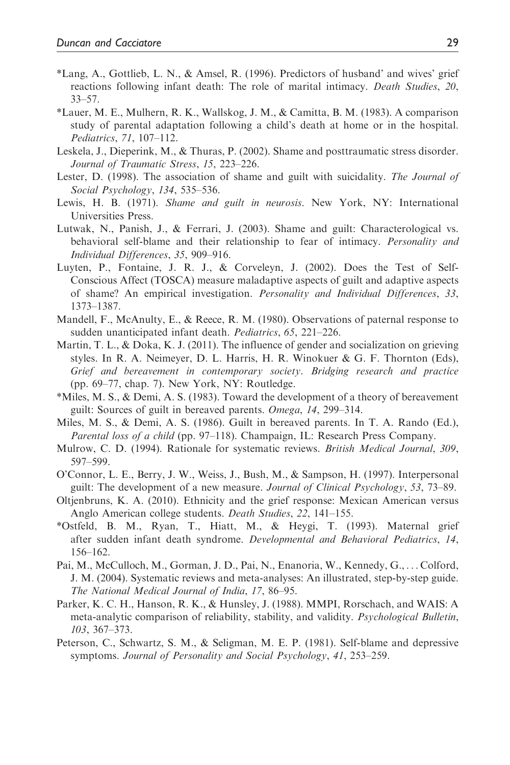*Lang, A., Gottlieb, L. N., & Amsel, R. (1996). Predictors of husband' and wives' grief reactions following infant death: The role of marital intimacy. *Death Studies*, *20*, 33–57.

*Lauer, M. E., Mulhern, R. K., Wallskog, J. M., & Camitta, B. M. (1983). A comparison study of parental adaptation following a child's death at home or in the hospital. *Pediatrics*, *71*, 107–112.

Leskela, J., Dieperink, M., & Thuras, P. (2002). Shame and posttraumatic stress disorder. *Journal of Traumatic Stress*, *15*, 223–226.

Lester, D. (1998). The association of shame and guilt with suicidality. *The Journal of Social Psychology*, *134*, 535–536.

Lewis, H. B. (1971). *Shame and guilt in neurosis*. New York, NY: International Universities Press.

Lutwak, N., Panish, J., & Ferrari, J. (2003). Shame and guilt: Characterological vs. behavioral self-blame and their relationship to fear of intimacy. *Personality and Individual Differences*, *35*, 909–916.

Luyten, P., Fontaine, J. R. J., & Corveleyn, J. (2002). Does the Test of Self-Conscious Affect (TOSCA) measure maladaptive aspects of guilt and adaptive aspects of shame? An empirical investigation. *Personality and Individual Differences*, *33*, 1373–1387.

Mandell, F., McAnulty, E., & Reece, R. M. (1980). Observations of paternal response to sudden unanticipated infant death. *Pediatrics*, *65*, 221–226.

Martin, T. L., & Doka, K. J. (2011). The influence of gender and socialization on grieving styles. In R. A. Neimeyer, D. L. Harris, H. R. Winokuer & G. F. Thornton (Eds), *Grief and bereavement in contemporary society. Bridging research and practice* (pp. 69–77, chap. 7). New York, NY: Routledge.

*Miles, M. S., & Demi, A. S. (1983). Toward the development of a theory of bereavement guilt: Sources of guilt in bereaved parents. *Omega*, *14*, 299–314.

Miles, M. S., & Demi, A. S. (1986). Guilt in bereaved parents. In T. A. Rando (Ed.), *Parental loss of a child* (pp. 97–118). Champaign, IL: Research Press Company.

Mulrow, C. D. (1994). Rationale for systematic reviews. *British Medical Journal*, *309*, 597–599.

O'Connor, L. E., Berry, J. W., Weiss, J., Bush, M., & Sampson, H. (1997). Interpersonal guilt: The development of a new measure. *Journal of Clinical Psychology*, *53*, 73–89.

Oltjenbruns, K. A. (2010). Ethnicity and the grief response: Mexican American versus Anglo American college students. *Death Studies*, *22*, 141–155.

*Ostfeld, B. M., Ryan, T., Hiatt, M., & Heygi, T. (1993). Maternal grief after sudden infant death syndrome. *Developmental and Behavioral Pediatrics*, *14*, 156–162.

Pai, M., McCulloch, M., Gorman, J. D., Pai, N., Enanoria, W., Kennedy, G., . . . Colford, J. M. (2004). Systematic reviews and meta-analyses: An illustrated, step-by-step guide. *The National Medical Journal of India*, *17*, 86–95.

Parker, K. C. H., Hanson, R. K., & Hunsley, J. (1988). MMPI, Rorschach, and WAIS: A meta-analytic comparison of reliability, stability, and validity. *Psychological Bulletin*, *103*, 367–373.

Peterson, C., Schwartz, S. M., & Seligman, M. E. P. (1981). Self-blame and depressive symptoms. *Journal of Personality and Social Psychology*, *41*, 253–259.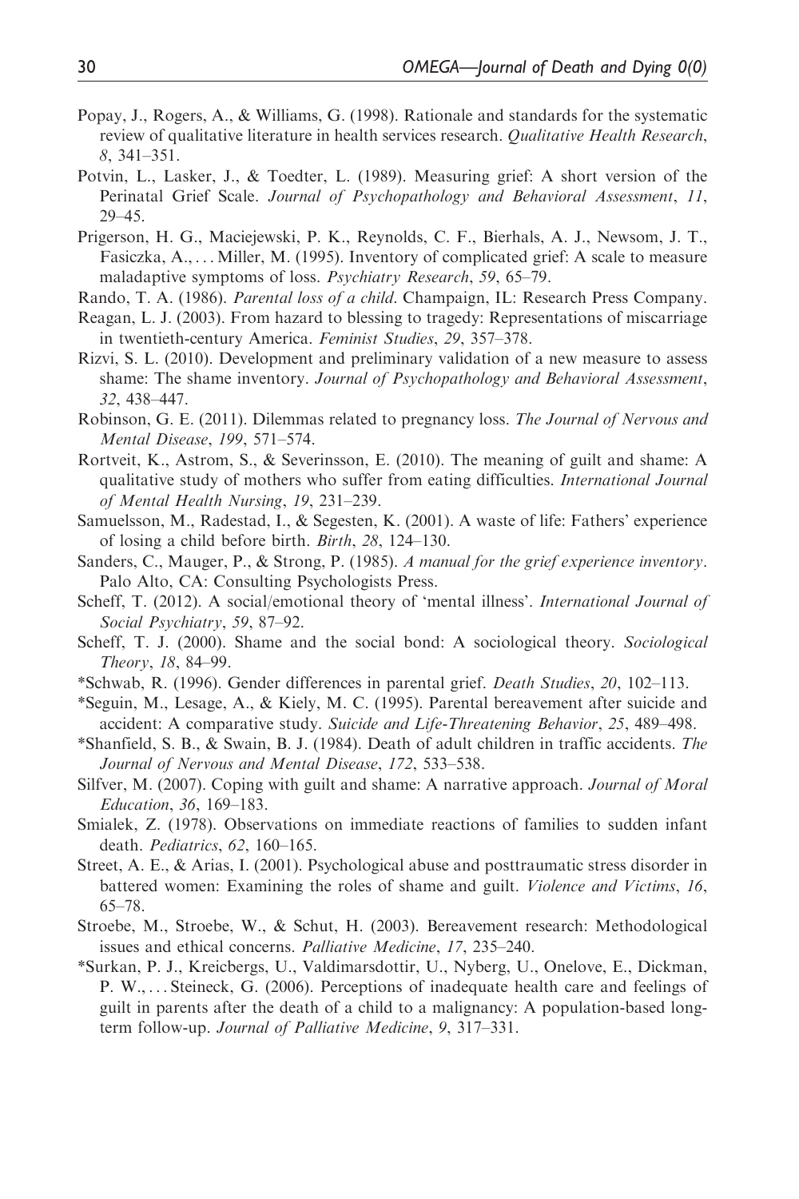Popay, J., Rogers, A., & Williams, G. (1998). Rationale and standards for the systematic review of qualitative literature in health services research. *Qualitative Health Research*, *8*, 341–351.

Potvin, L., Lasker, J., & Toedter, L. (1989). Measuring grief: A short version of the Perinatal Grief Scale. *Journal of Psychopathology and Behavioral Assessment*, *11*, 29–45.

Prigerson, H. G., Maciejewski, P. K., Reynolds, C. F., Bierhals, A. J., Newsom, J. T., Fasiczka, A., . . . Miller, M. (1995). Inventory of complicated grief: A scale to measure maladaptive symptoms of loss. *Psychiatry Research*, *59*, 65–79.

Rando, T. A. (1986). *Parental loss of a child*. Champaign, IL: Research Press Company.

Reagan, L. J. (2003). From hazard to blessing to tragedy: Representations of miscarriage in twentieth-century America. *Feminist Studies*, *29*, 357–378.

Rizvi, S. L. (2010). Development and preliminary validation of a new measure to assess shame: The shame inventory. *Journal of Psychopathology and Behavioral Assessment*, *32*, 438–447.

Robinson, G. E. (2011). Dilemmas related to pregnancy loss. *The Journal of Nervous and Mental Disease*, *199*, 571–574.

Rortveit, K., Astrom, S., & Severinsson, E. (2010). The meaning of guilt and shame: A qualitative study of mothers who suffer from eating difficulties. *International Journal of Mental Health Nursing*, *19*, 231–239.

Samuelsson, M., Radestad, I., & Segesten, K. (2001). A waste of life: Fathers' experience of losing a child before birth. *Birth*, *28*, 124–130.

Sanders, C., Mauger, P., & Strong, P. (1985). *A manual for the grief experience inventory*. Palo Alto, CA: Consulting Psychologists Press.

Scheff, T. (2012). A social/emotional theory of 'mental illness'. *International Journal of Social Psychiatry*, *59*, 87–92.

Scheff, T. J. (2000). Shame and the social bond: A sociological theory. *Sociological Theory*, *18*, 84–99.

*Schwab, R. (1996). Gender differences in parental grief. *Death Studies*, *20*, 102–113.

*Seguin, M., Lesage, A., & Kiely, M. C. (1995). Parental bereavement after suicide and accident: A comparative study. *Suicide and Life-Threatening Behavior*, *25*, 489–498.

*Shanfield, S. B., & Swain, B. J. (1984). Death of adult children in traffic accidents. *The Journal of Nervous and Mental Disease*, *172*, 533–538.

Silfver, M. (2007). Coping with guilt and shame: A narrative approach. *Journal of Moral Education*, *36*, 169–183.

Smialek, Z. (1978). Observations on immediate reactions of families to sudden infant death. *Pediatrics*, *62*, 160–165.

Street, A. E., & Arias, I. (2001). Psychological abuse and posttraumatic stress disorder in battered women: Examining the roles of shame and guilt. *Violence and Victims*, *16*, 65–78.

Stroebe, M., Stroebe, W., & Schut, H. (2003). Bereavement research: Methodological issues and ethical concerns. *Palliative Medicine*, *17*, 235–240.

*Surkan, P. J., Kreicbergs, U., Valdimarsdottir, U., Nyberg, U., Onelove, E., Dickman, P. W., . . . Steineck, G. (2006). Perceptions of inadequate health care and feelings of guilt in parents after the death of a child to a malignancy: A population-based long-term follow-up. *Journal of Palliative Medicine*, *9*, 317–331.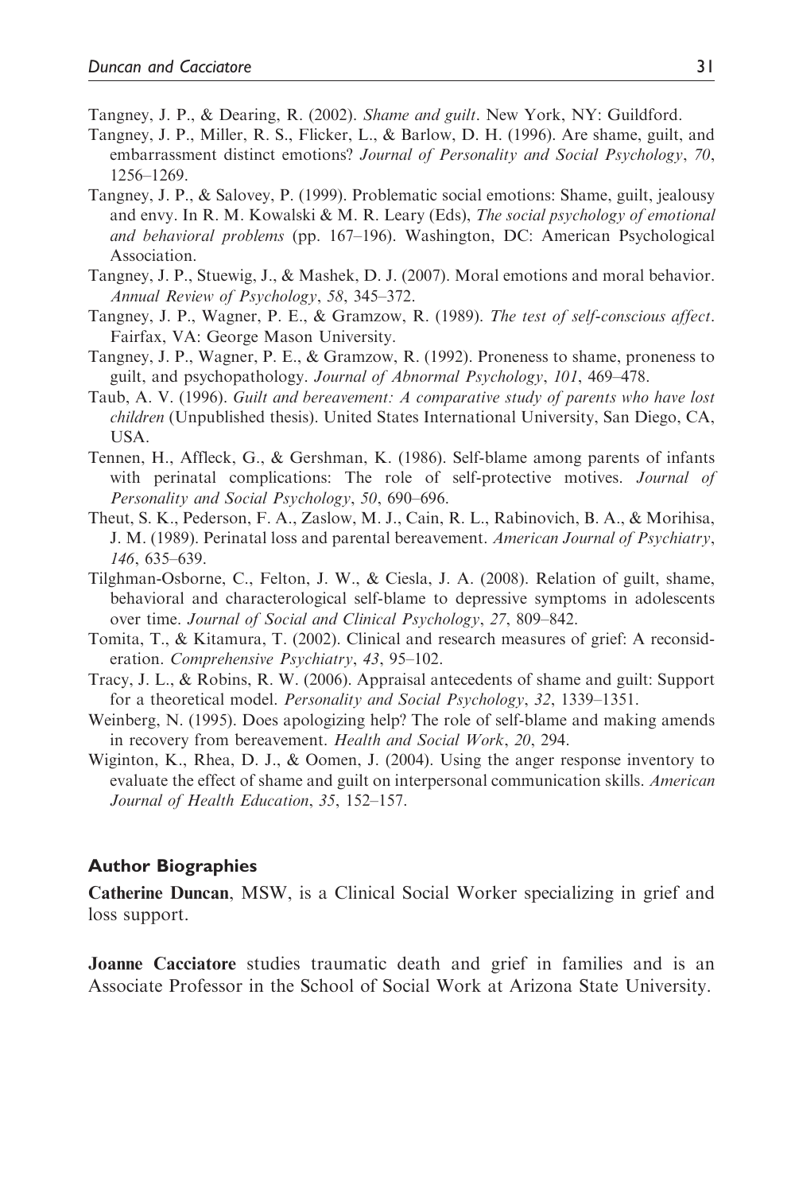Tangney, J. P., & Dearing, R. (2002). *Shame and guilt*. New York, NY: Guildford.

Tangney, J. P., Miller, R. S., Flicker, L., & Barlow, D. H. (1996). Are shame, guilt, and embarrassment distinct emotions? *Journal of Personality and Social Psychology*, *70*, 1256–1269.

Tangney, J. P., & Salovey, P. (1999). Problematic social emotions: Shame, guilt, jealousy and envy. In R. M. Kowalski & M. R. Leary (Eds), *The social psychology of emotional and behavioral problems* (pp. 167–196). Washington, DC: American Psychological Association.

Tangney, J. P., Stuewig, J., & Mashek, D. J. (2007). Moral emotions and moral behavior. *Annual Review of Psychology*, *58*, 345–372.

Tangney, J. P., Wagner, P. E., & Gramzow, R. (1989). *The test of self-conscious affect*. Fairfax, VA: George Mason University.

Tangney, J. P., Wagner, P. E., & Gramzow, R. (1992). Proneness to shame, proneness to guilt, and psychopathology. *Journal of Abnormal Psychology*, *101*, 469–478.

Taub, A. V. (1996). *Guilt and bereavement: A comparative study of parents who have lost children* (Unpublished thesis). United States International University, San Diego, CA, USA.

Tennen, H., Affleck, G., & Gershman, K. (1986). Self-blame among parents of infants with perinatal complications: The role of self-protective motives. *Journal of Personality and Social Psychology*, *50*, 690–696.

Theut, S. K., Pederson, F. A., Zaslow, M. J., Cain, R. L., Rabinovich, B. A., & Morihisa, J. M. (1989). Perinatal loss and parental bereavement. *American Journal of Psychiatry*, *146*, 635–639.

Tilghman-Osborne, C., Felton, J. W., & Ciesla, J. A. (2008). Relation of guilt, shame, behavioral and characterological self-blame to depressive symptoms in adolescents over time. *Journal of Social and Clinical Psychology*, *27*, 809–842.

Tomita, T., & Kitamura, T. (2002). Clinical and research measures of grief: A reconsideration. *Comprehensive Psychiatry*, *43*, 95–102.

Tracy, J. L., & Robins, R. W. (2006). Appraisal antecedents of shame and guilt: Support for a theoretical model. *Personality and Social Psychology*, *32*, 1339–1351.

Weinberg, N. (1995). Does apologizing help? The role of self-blame and making amends in recovery from bereavement. *Health and Social Work*, *20*, 294.

Wiginton, K., Rhea, D. J., & Oomen, J. (2004). Using the anger response inventory to evaluate the effect of shame and guilt on interpersonal communication skills. *American Journal of Health Education*, *35*, 152–157.

#### Author Biographies

**Catherine Duncan**, MSW, is a Clinical Social Worker specializing in grief and loss support.

**Joanne Cacciatore** studies traumatic death and grief in families and is an Associate Professor in the School of Social Work at Arizona State University.